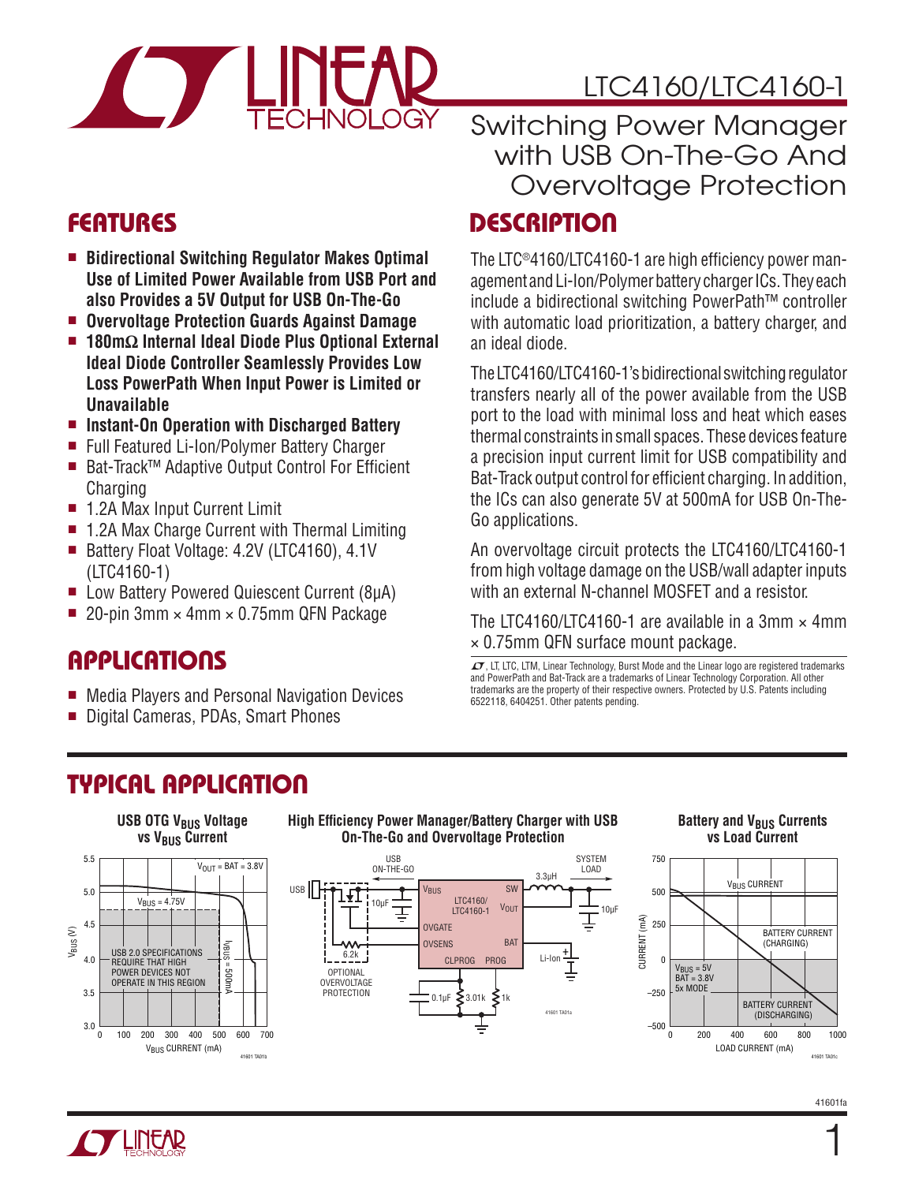# LTC4160/LTC4160-1

## Switching Power Manager with USB On-The-Go And Overvoltage Protection

## FEATURES

- **Bidirectional Switching Regulator Makes Optimal Use of Limited Power Available from USB Port and also Provides a 5V Output for USB On-The-Go**
- **Overvoltage Protection Guards Against Damage**
- **180mΩ Internal Ideal Diode Plus Optional External Ideal Diode Controller Seamlessly Provides Low Loss PowerPath When Input Power is Limited or Unavailable**
- **Instant-On Operation with Discharged Battery**
- Full Featured Li-Ion/Polymer Battery Charger
- Bat-Track™ Adaptive Output Control For Efficient Charging
- 1.2A Max Input Current Limit
- 1.2A Max Charge Current with Thermal Limiting
- Battery Float Voltage: 4.2V (LTC4160), 4.1V (LTC4160-1)
- Low Battery Powered Quiescent Current (8µA)
- 20-pin 3mm × 4mm × 0.75mm QFN Package

## APPLICATIONS

- Media Players and Personal Navigation Devices
- Digital Cameras, PDAs, Smart Phones

## DESCRIPTION

The LTC®4160/LTC4160-1 are high efficiency power management and Li-Ion/Polymer battery charger ICs. They each include a bidirectional switching PowerPath™ controller with automatic load prioritization, a battery charger, and an ideal diode.

The LTC4160/LTC4160-1's bidirectional switching regulator transfers nearly all of the power available from the USB port to the load with minimal loss and heat which eases thermal constraints in small spaces. These devices feature a precision input current limit for USB compatibility and Bat-Track output control for efficient charging. In addition, the ICs can also generate 5V at 500mA for USB On-The-Go applications.

An overvoltage circuit protects the LTC4160/LTC4160-1 from high voltage damage on the USB/wall adapter inputs with an external N-channel MOSFET and a resistor.

The LTC4160/LTC4160-1 are available in a 3mm × 4mm × 0.75mm QFN surface mount package.

LT, LTC, LTM, Linear Technology, Burst Mode and the Linear logo are registered trademarks and PowerPath and Bat-Track are a trademarks of Linear Technology Corporation. All other trademarks are the property of their respective owners. Protected by U.S. Patents including 6522118, 6404251. Other patents pending.

## TYPICAL APPLICATION

**USB OTG $V_{BUS}$ Voltage vs $V_{BUS}$ Current**

**High Efficiency Power Manager/Battery Charger with USB On-The-Go and Overvoltage Protection**

**Battery and $V_{BUS}$ Currents vs Load Current**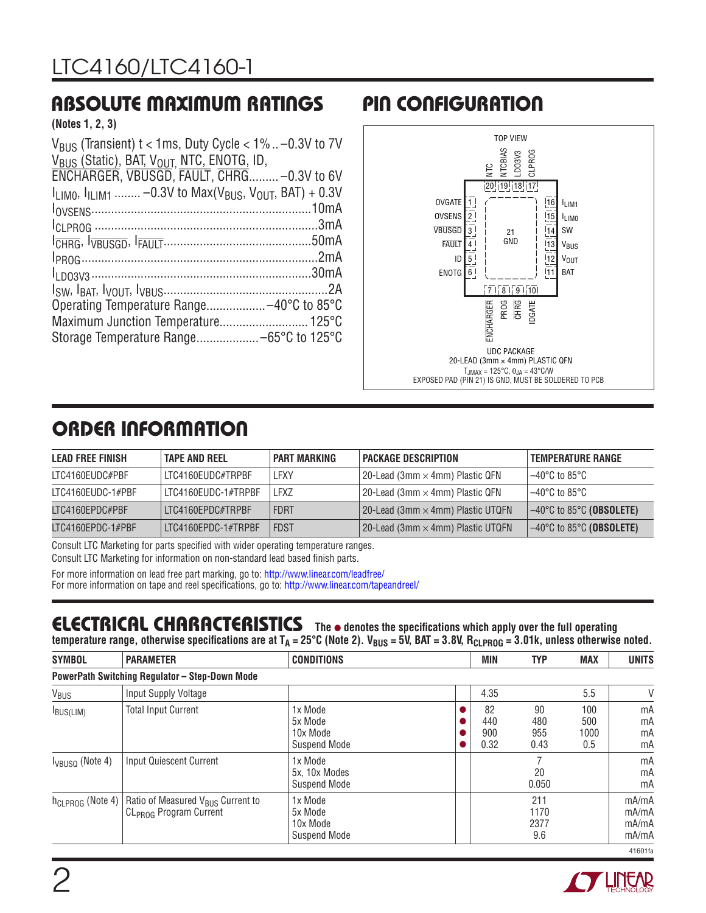## ABSOLUTE MAXIMUM RATINGS

**(Notes 1, 2, 3)**

$V_{BUS}$ (Transient) t < 1ms, Duty Cycle < 1% .. –0.3V to 7V
$V_{BUS}$ (Static), BAT, $V_{OUT}$, NTC, ENOTG, ID, ENCHARGER, VBUSGD, FAULT, CHRG......... –0.3V to 6V
$I_{LIM0}$, $I_{LIM1}$ ........ –0.3V to Max($V_{BUS}$, $V_{OUT}$, BAT) + 0.3V
$I_{OVSENS}$ .................................................................10mA
$I_{CLPROG}$ ...................................................................3mA
$I_{CHRG}$, $I_{VBUSGD}$, $I_{FAULT}$ ............................................50mA
$I_{PROG}$ .......................................................................2mA
$I_{LDO3V3}$ ...................................................................30mA
$I_{SW}$, $I_{BAT}$, $I_{VOUT}$, $I_{VBUS}$ ..................................................2A
Operating Temperature Range.................. –40°C to 85°C
Maximum Junction Temperature........................... 125°C
Storage Temperature Range................... –65°C to 125°C

## PIN CONFIGURATION

TOP VIEW

Top pins: 20 NTC, 19 NTCBIAS, 18 LDO3V3, 17 CLPROG
Left pins: 1 OVGATE, 2 OVSENS, 3 VBUSGD, 4 FAULT, 5 ID, 6 ENOTG
Right pins: 16 $I_{LIM1}$, 15 $I_{LIM0}$, 14 SW, 13 $V_{BUS}$, 12 $V_{OUT}$, 11 BAT
Bottom pins: 7 ENCHARGER, 8 PROG, 9 CHRG, 10 IDGATE
Center: 21 GND

UDC PACKAGE
20-LEAD (3mm × 4mm) PLASTIC QFN
$T_{JMAX}$ = 125°C, $θ_{JA}$ = 43°C/W
EXPOSED PAD (PIN 21) IS GND, MUST BE SOLDERED TO PCB

## ORDER INFORMATION

| LEAD FREE FINISH | TAPE AND REEL | PART MARKING | PACKAGE DESCRIPTION | TEMPERATURE RANGE |
|---|---|---|---|---|
| LTC4160EUDC#PBF | LTC4160EUDC#TRPBF | LFXY | 20-Lead (3mm × 4mm) Plastic QFN | –40°C to 85°C |
| LTC4160EUDC-1#PBF | LTC4160EUDC-1#TRPBF | LFXZ | 20-Lead (3mm × 4mm) Plastic QFN | –40°C to 85°C |
| LTC4160EPDC#PBF | LTC4160EPDC#TRPBF | FDRT | 20-Lead (3mm × 4mm) Plastic UTQFN | –40°C to 85°C **(OBSOLETE)** |
| LTC4160EPDC-1#PBF | LTC4160EPDC-1#TRPBF | FDST | 20-Lead (3mm × 4mm) Plastic UTQFN | –40°C to 85°C **(OBSOLETE)** |

Consult LTC Marketing for parts specified with wider operating temperature ranges.
Consult LTC Marketing for information on non-standard lead based finish parts.

For more information on lead free part marking, go to: http://www.linear.com/leadfree/
For more information on tape and reel specifications, go to: http://www.linear.com/tapeandreel/

## ELECTRICAL CHARACTERISTICS

**The ● denotes the specifications which apply over the full operating temperature range, otherwise specifications are at $T_A$ = 25°C (Note 2). $V_{BUS}$ = 5V, BAT = 3.8V, $R_{CLPROG}$ = 3.01k, unless otherwise noted.**

| SYMBOL | PARAMETER | CONDITIONS | | MIN | TYP | MAX | UNITS |
|---|---|---|---|---|---|---|---|
| **PowerPath Switching Regulator – Step-Down Mode** | | | | | | | |
| $V_{BUS}$ | Input Supply Voltage | | | 4.35 | | 5.5 | V |
| $I_{BUS(LIM)}$ | Total Input Current | 1x Mode<br>5x Mode<br>10x Mode<br>Suspend Mode | ●<br>●<br>●<br>● | 82<br>440<br>900<br>0.32 | 90<br>480<br>955<br>0.43 | 100<br>500<br>1000<br>0.5 | mA<br>mA<br>mA<br>mA |
| $I_{VBUSQ}$ (Note 4) | Input Quiescent Current | 1x Mode<br>5x, 10x Modes<br>Suspend Mode | | | 7<br>20<br>0.050 | | mA<br>mA<br>mA |
| $h_{CLPROG}$ (Note 4) | Ratio of Measured $V_{BUS}$ Current to $CL_{PROG}$ Program Current | 1x Mode<br>5x Mode<br>10x Mode<br>Suspend Mode | | | 211<br>1170<br>2377<br>9.6 | | mA/mA<br>mA/mA<br>mA/mA<br>mA/mA |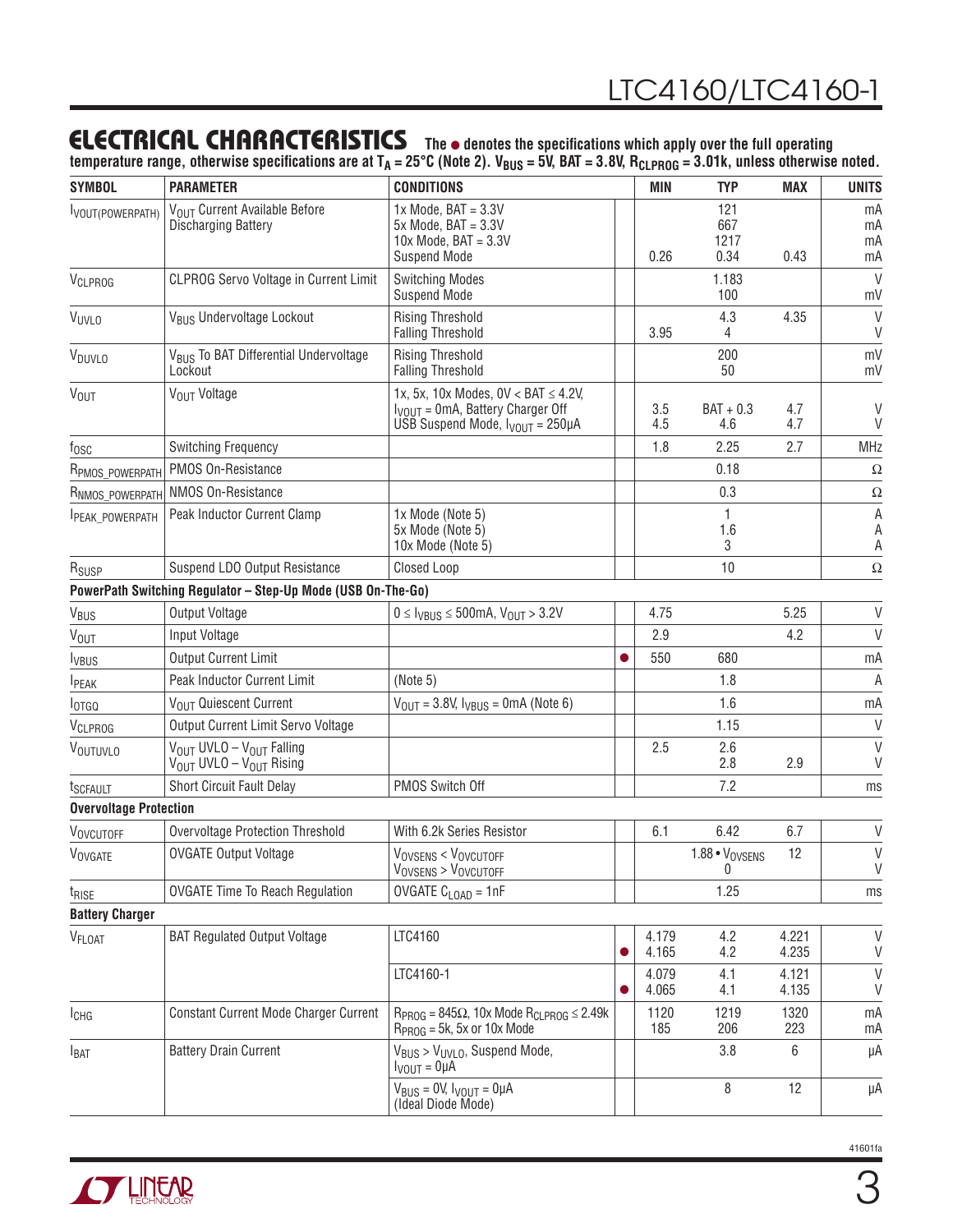## ELECTRICAL CHARACTERISTICS

**The ● denotes the specifications which apply over the full operating temperature range, otherwise specifications are at $T_A$ = 25°C (Note 2). $V_{BUS}$ = 5V, BAT = 3.8V, $R_{CLPROG}$ = 3.01k, unless otherwise noted.**

| SYMBOL | PARAMETER | CONDITIONS | | MIN | TYP | MAX | UNITS |
|---|---|---|---|---|---|---|---|
| $I_{VOUT(POWERPATH)}$ | $V_{OUT}$ Current Available Before Discharging Battery | 1x Mode, BAT = 3.3V<br>5x Mode, BAT = 3.3V<br>10x Mode, BAT = 3.3V<br>Suspend Mode | | <br><br><br>0.26 | 121<br>667<br>1217<br>0.34 | <br><br><br>0.43 | mA<br>mA<br>mA<br>mA |
| $V_{CLPROG}$ | CLPROG Servo Voltage in Current Limit | Switching Modes<br>Suspend Mode | | | 1.183<br>100 | | V<br>mV |
| $V_{UVLO}$ | $V_{BUS}$ Undervoltage Lockout | Rising Threshold<br>Falling Threshold | | <br>3.95 | 4.3<br>4 | 4.35 | V<br>V |
| $V_{DUVLO}$ | $V_{BUS}$ To BAT Differential Undervoltage Lockout | Rising Threshold<br>Falling Threshold | | | 200<br>50 | | mV<br>mV |
| $V_{OUT}$ | $V_{OUT}$ Voltage | 1x, 5x, 10x Modes, 0V < BAT ≤ 4.2V, $I_{VOUT}$ = 0mA, Battery Charger Off<br>USB Suspend Mode, $I_{VOUT}$ = 250µA | | 3.5<br>4.5 | BAT + 0.3<br>4.6 | 4.7<br>4.7 | V<br>V |
| $f_{OSC}$ | Switching Frequency | | | 1.8 | 2.25 | 2.7 | MHz |
| $R_{PMOS\_POWERPATH}$ | PMOS On-Resistance | | | | 0.18 | | Ω |
| $R_{NMOS\_POWERPATH}$ | NMOS On-Resistance | | | | 0.3 | | Ω |
| $I_{PEAK\_POWERPATH}$ | Peak Inductor Current Clamp | 1x Mode (Note 5)<br>5x Mode (Note 5)<br>10x Mode (Note 5) | | | 1<br>1.6<br>3 | | A<br>A<br>A |
| $R_{SUSP}$ | Suspend LDO Output Resistance | Closed Loop | | | 10 | | Ω |
| **PowerPath Switching Regulator – Step-Up Mode (USB On-The-Go)** | | | | | | | |
| $V_{BUS}$ | Output Voltage | 0 ≤ $I_{VBUS}$ ≤ 500mA, $V_{OUT}$ > 3.2V | | 4.75 | | 5.25 | V |
| $V_{OUT}$ | Input Voltage | | | 2.9 | | 4.2 | V |
| $I_{VBUS}$ | Output Current Limit | | ● | 550 | 680 | | mA |
| $I_{PEAK}$ | Peak Inductor Current Limit | (Note 5) | | | 1.8 | | A |
| $I_{OTGQ}$ | $V_{OUT}$ Quiescent Current | $V_{OUT}$ = 3.8V, $I_{VBUS}$ = 0mA (Note 6) | | | 1.6 | | mA |
| $V_{CLPROG}$ | Output Current Limit Servo Voltage | | | | 1.15 | | V |
| $V_{OUTUVLO}$ | $V_{OUT}$ UVLO – $V_{OUT}$ Falling<br>$V_{OUT}$ UVLO – $V_{OUT}$ Rising | | | 2.5 | 2.6<br>2.8 | <br>2.9 | V<br>V |
| $t_{SCFAULT}$ | Short Circuit Fault Delay | PMOS Switch Off | | | 7.2 | | ms |
| **Overvoltage Protection** | | | | | | | |
| $V_{OVCUTOFF}$ | Overvoltage Protection Threshold | With 6.2k Series Resistor | | 6.1 | 6.42 | 6.7 | V |
| $V_{OVGATE}$ | OVGATE Output Voltage | $V_{OVSENS}$ < $V_{OVCUTOFF}$<br>$V_{OVSENS}$ > $V_{OVCUTOFF}$ | | | 1.88 • $V_{OVSENS}$<br>0 | 12 | V<br>V |
| $t_{RISE}$ | OVGATE Time To Reach Regulation | OVGATE $C_{LOAD}$ = 1nF | | | 1.25 | | ms |
| **Battery Charger** | | | | | | | |
| $V_{FLOAT}$ | BAT Regulated Output Voltage | LTC4160 | <br>● | 4.179<br>4.165 | 4.2<br>4.2 | 4.221<br>4.235 | V<br>V |
| | | LTC4160-1 | <br>● | 4.079<br>4.065 | 4.1<br>4.1 | 4.121<br>4.135 | V<br>V |
| $I_{CHG}$ | Constant Current Mode Charger Current | $R_{PROG}$ = 845Ω, 10x Mode $R_{CLPROG}$ ≤ 2.49k<br>$R_{PROG}$ = 5k, 5x or 10x Mode | | 1120<br>185 | 1219<br>206 | 1320<br>223 | mA<br>mA |
| $I_{BAT}$ | Battery Drain Current | $V_{BUS}$ > $V_{UVLO}$, Suspend Mode, $I_{VOUT}$ = 0µA | | | 3.8 | 6 | µA |
| | | $V_{BUS}$ = 0V, $I_{VOUT}$ = 0µA (Ideal Diode Mode) | | | 8 | 12 | µA |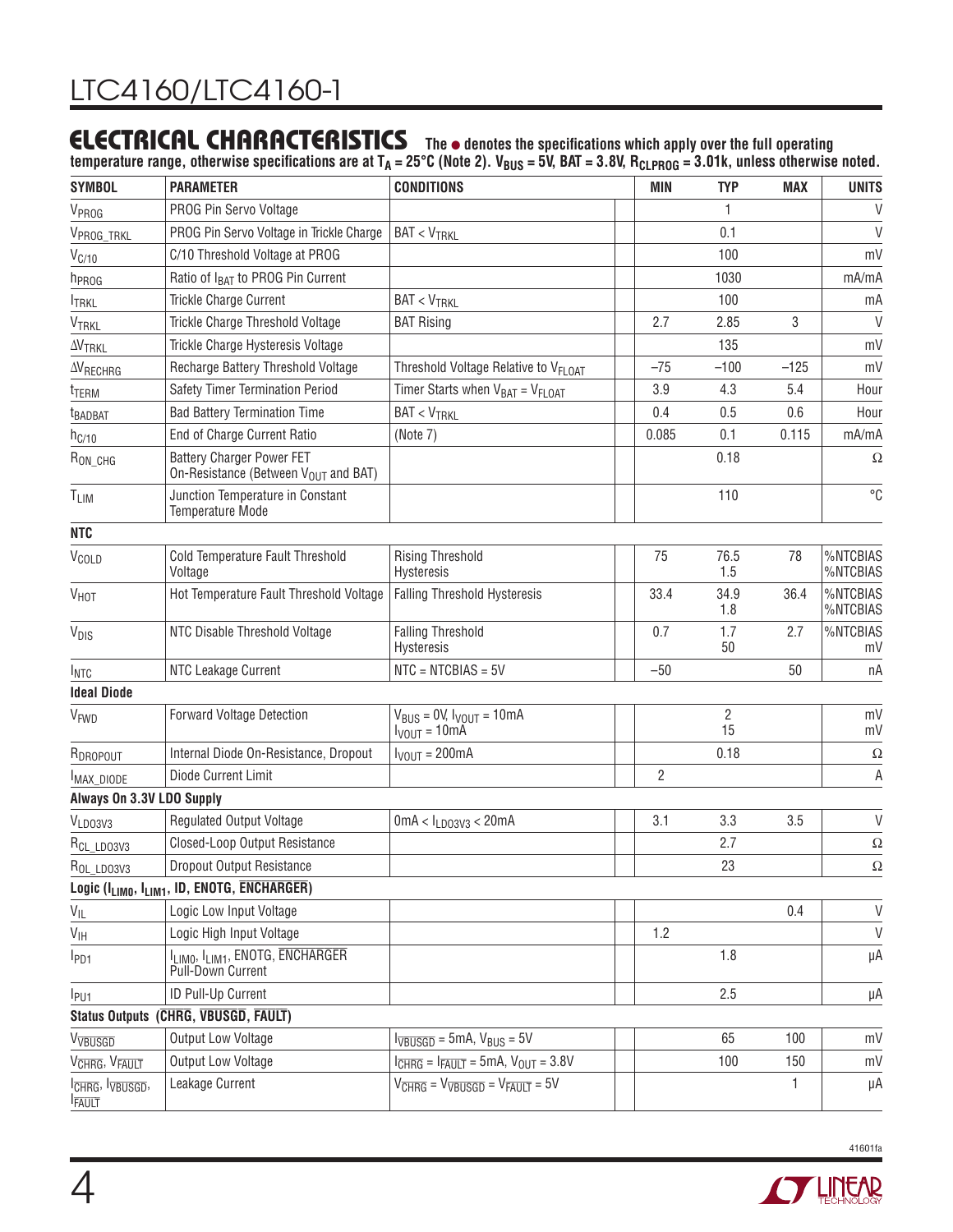## ELECTRICAL CHARACTERISTICS

**The ● denotes the specifications which apply over the full operating temperature range, otherwise specifications are at $T_A$ = 25°C (Note 2). $V_{BUS}$ = 5V, BAT = 3.8V, $R_{CLPROG}$ = 3.01k, unless otherwise noted.**

| SYMBOL | PARAMETER | CONDITIONS | | MIN | TYP | MAX | UNITS |
|---|---|---|---|---|---|---|---|
| $V_{PROG}$ | PROG Pin Servo Voltage | | | | 1 | | V |
| $V_{PROG\_TRKL}$ | PROG Pin Servo Voltage in Trickle Charge | BAT < $V_{TRKL}$ | | | 0.1 | | V |
| $V_{C/10}$ | C/10 Threshold Voltage at PROG | | | | 100 | | mV |
| $h_{PROG}$ | Ratio of $I_{BAT}$ to PROG Pin Current | | | | 1030 | | mA/mA |
| $I_{TRKL}$ | Trickle Charge Current | BAT < $V_{TRKL}$ | | | 100 | | mA |
| $V_{TRKL}$ | Trickle Charge Threshold Voltage | BAT Rising | | 2.7 | 2.85 | 3 | V |
| $\Delta V_{TRKL}$ | Trickle Charge Hysteresis Voltage | | | | 135 | | mV |
| $\Delta V_{RECHRG}$ | Recharge Battery Threshold Voltage | Threshold Voltage Relative to $V_{FLOAT}$ | | –75 | –100 | –125 | mV |
| $t_{TERM}$ | Safety Timer Termination Period | Timer Starts when $V_{BAT}$ = $V_{FLOAT}$ | | 3.9 | 4.3 | 5.4 | Hour |
| $t_{BADBAT}$ | Bad Battery Termination Time | BAT < $V_{TRKL}$ | | 0.4 | 0.5 | 0.6 | Hour |
| $h_{C/10}$ | End of Charge Current Ratio | (Note 7) | | 0.085 | 0.1 | 0.115 | mA/mA |
| $R_{ON\_CHG}$ | Battery Charger Power FET On-Resistance (Between $V_{OUT}$ and BAT) | | | | 0.18 | | Ω |
| $T_{LIM}$ | Junction Temperature in Constant Temperature Mode | | | | 110 | | °C |
| **NTC** | | | | | | | |
| $V_{COLD}$ | Cold Temperature Fault Threshold Voltage | Rising Threshold<br>Hysteresis | | 75 | 76.5<br>1.5 | 78 | %NTCBIAS<br>%NTCBIAS |
| $V_{HOT}$ | Hot Temperature Fault Threshold Voltage | Falling Threshold Hysteresis | | 33.4 | 34.9<br>1.8 | 36.4 | %NTCBIAS<br>%NTCBIAS |
| $V_{DIS}$ | NTC Disable Threshold Voltage | Falling Threshold<br>Hysteresis | | 0.7 | 1.7<br>50 | 2.7 | %NTCBIAS<br>mV |
| $I_{NTC}$ | NTC Leakage Current | NTC = NTCBIAS = 5V | | –50 | | 50 | nA |
| **Ideal Diode** | | | | | | | |
| $V_{FWD}$ | Forward Voltage Detection | $V_{BUS}$ = 0V, $I_{VOUT}$ = 10mA<br>$I_{VOUT}$ = 10mA | | | 2<br>15 | | mV<br>mV |
| $R_{DROPOUT}$ | Internal Diode On-Resistance, Dropout | $I_{VOUT}$ = 200mA | | | 0.18 | | Ω |
| $I_{MAX\_DIODE}$ | Diode Current Limit | | | 2 | | | A |
| **Always On 3.3V LDO Supply** | | | | | | | |
| $V_{LDO3V3}$ | Regulated Output Voltage | 0mA < $I_{LDO3V3}$ < 20mA | | 3.1 | 3.3 | 3.5 | V |
| $R_{CL\_LDO3V3}$ | Closed-Loop Output Resistance | | | | 2.7 | | Ω |
| $R_{OL\_LDO3V3}$ | Dropout Output Resistance | | | | 23 | | Ω |
| **Logic ($I_{LIM0}$, $I_{LIM1}$, ID, ENOTG, $\overline{ENCHARGER}$)** | | | | | | | |
| $V_{IL}$ | Logic Low Input Voltage | | | | | 0.4 | V |
| $V_{IH}$ | Logic High Input Voltage | | | 1.2 | | | V |
| $I_{PD1}$ | $I_{LIM0}$, $I_{LIM1}$, ENOTG, $\overline{ENCHARGER}$ Pull-Down Current | | | | 1.8 | | µA |
| $I_{PU1}$ | ID Pull-Up Current | | | | 2.5 | | µA |
| **Status Outputs ($\overline{CHRG}$, $\overline{VBUSGD}$, $\overline{FAULT}$)** | | | | | | | |
| $V_{\overline{VBUSGD}}$ | Output Low Voltage | $I_{\overline{VBUSGD}}$ = 5mA, $V_{BUS}$ = 5V | | | 65 | 100 | mV |
| $V_{\overline{CHRG}}$, $V_{\overline{FAULT}}$ | Output Low Voltage | $I_{\overline{CHRG}}$ = $I_{\overline{FAULT}}$ = 5mA, $V_{OUT}$ = 3.8V | | | 100 | 150 | mV |
| $I_{\overline{CHRG}}$, $I_{\overline{VBUSGD}}$, $I_{\overline{FAULT}}$ | Leakage Current | $V_{\overline{CHRG}}$ = $V_{\overline{VBUSGD}}$ = $V_{\overline{FAULT}}$ = 5V | | | | 1 | µA |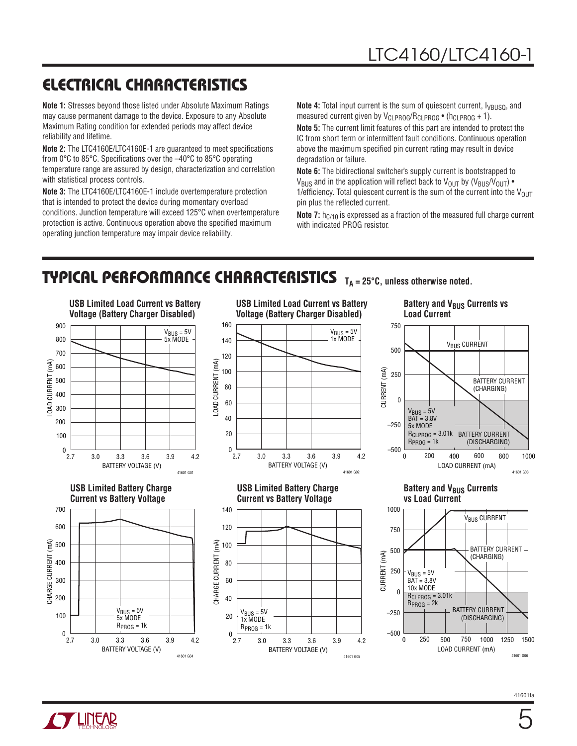## ELECTRICAL CHARACTERISTICS

**Note 1:** Stresses beyond those listed under Absolute Maximum Ratings may cause permanent damage to the device. Exposure to any Absolute Maximum Rating condition for extended periods may affect device reliability and lifetime.

**Note 2:** The LTC4160E/LTC4160E-1 are guaranteed to meet specifications from 0°C to 85°C. Specifications over the –40°C to 85°C operating temperature range are assured by design, characterization and correlation with statistical process controls.

**Note 3:** The LTC4160E/LTC4160E-1 include overtemperature protection that is intended to protect the device during momentary overload conditions. Junction temperature will exceed 125°C when overtemperature protection is active. Continuous operation above the specified maximum operating junction temperature may impair device reliability.

**Note 4:** Total input current is the sum of quiescent current, $I_{VBUSQ}$, and measured current given by $V_{CLPROG}/R_{CLPROG} \bullet (h_{CLPROG} + 1)$.

**Note 5:** The current limit features of this part are intended to protect the IC from short term or intermittent fault conditions. Continuous operation above the maximum specified pin current rating may result in device degradation or failure.

**Note 6:** The bidirectional switcher's supply current is bootstrapped to $V_{BUS}$ and in the application will reflect back to $V_{OUT}$ by $(V_{BUS}/V_{OUT}) \bullet$ 1/efficiency. Total quiescent current is the sum of the current into the $V_{OUT}$ pin plus the reflected current.

**Note 7:** $h_{C/10}$ is expressed as a fraction of the measured full charge current with indicated PROG resistor.

## TYPICAL PERFORMANCE CHARACTERISTICS $T_A = 25°C$, unless otherwise noted.

USB Limited Load Current vs Battery Voltage (Battery Charger Disabled)

USB Limited Load Current vs Battery Voltage (Battery Charger Disabled)

Battery and $V_{BUS}$ Currents vs Load Current

USB Limited Battery Charge Current vs Battery Voltage

USB Limited Battery Charge Current vs Battery Voltage

Battery and $V_{BUS}$ Currents vs Load Current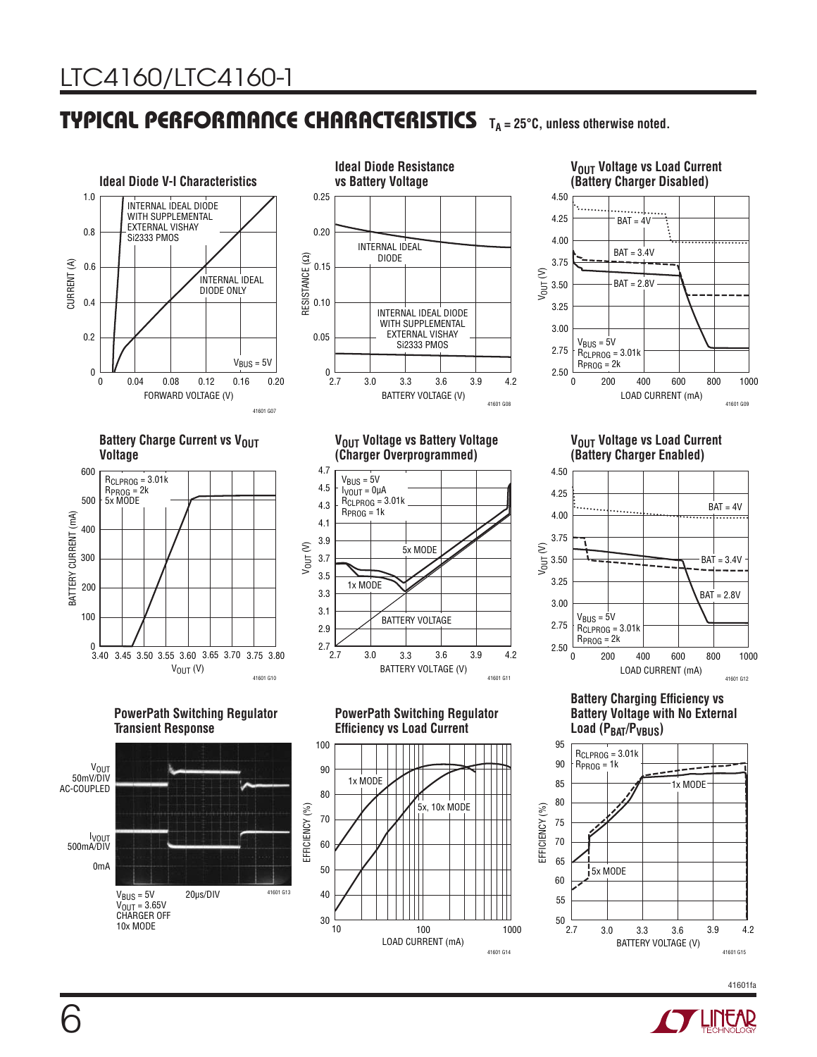## TYPICAL PERFORMANCE CHARACTERISTICS $T_A = 25°C$, unless otherwise noted.

**Ideal Diode V-I Characteristics**

CURRENT (A) vs FORWARD VOLTAGE (V)

INTERNAL IDEAL DIODE WITH SUPPLEMENTAL EXTERNAL VISHAY Si2333 PMOS

INTERNAL IDEAL DIODE ONLY

$V_{BUS} = 5V$

41601 G07

**Ideal Diode Resistance vs Battery Voltage**

RESISTANCE (Ω) vs BATTERY VOLTAGE (V)

INTERNAL IDEAL DIODE

INTERNAL IDEAL DIODE WITH SUPPLEMENTAL EXTERNAL VISHAY Si2333 PMOS

41601 G08

**$V_{OUT}$ Voltage vs Load Current (Battery Charger Disabled)**

$V_{OUT}$ (V) vs LOAD CURRENT (mA)

BAT = 4V, BAT = 3.4V, BAT = 2.8V

$V_{BUS} = 5V$
$R_{CLPROG} = 3.01k$
$R_{PROG} = 2k$

41601 G09

**Battery Charge Current vs $V_{OUT}$ Voltage**

BATTERY CURRENT (mA) vs $V_{OUT}$ (V)

$R_{CLPROG} = 3.01k$
$R_{PROG} = 2k$
5x MODE

41601 G10

**$V_{OUT}$ Voltage vs Battery Voltage (Charger Overprogrammed)**

$V_{OUT}$ (V) vs BATTERY VOLTAGE (V)

$V_{BUS} = 5V$
$I_{VOUT} = 0µA$
$R_{CLPROG} = 3.01k$
$R_{PROG} = 1k$

5x MODE, 1x MODE, BATTERY VOLTAGE

41601 G11

**$V_{OUT}$ Voltage vs Load Current (Battery Charger Enabled)**

$V_{OUT}$ (V) vs LOAD CURRENT (mA)

BAT = 4V, BAT = 3.4V, BAT = 2.8V

$V_{BUS} = 5V$
$R_{CLPROG} = 3.01k$
$R_{PROG} = 2k$

41601 G12

**PowerPath Switching Regulator Transient Response**

$V_{OUT}$ 50mV/DIV AC-COUPLED

$I_{VOUT}$ 500mA/DIV

0mA

$V_{BUS} = 5V$ 20µs/DIV
$V_{OUT} = 3.65V$
CHARGER OFF
10x MODE

41601 G13

**PowerPath Switching Regulator Efficiency vs Load Current**

EFFICIENCY (%) vs LOAD CURRENT (mA)

1x MODE

5x, 10x MODE

41601 G14

**Battery Charging Efficiency vs Battery Voltage with No External Load ($P_{BAT}/P_{VBUS}$)**

EFFICIENCY (%) vs BATTERY VOLTAGE (V)

$R_{CLPROG} = 3.01k$
$R_{PROG} = 1k$

1x MODE

5x MODE

41601 G15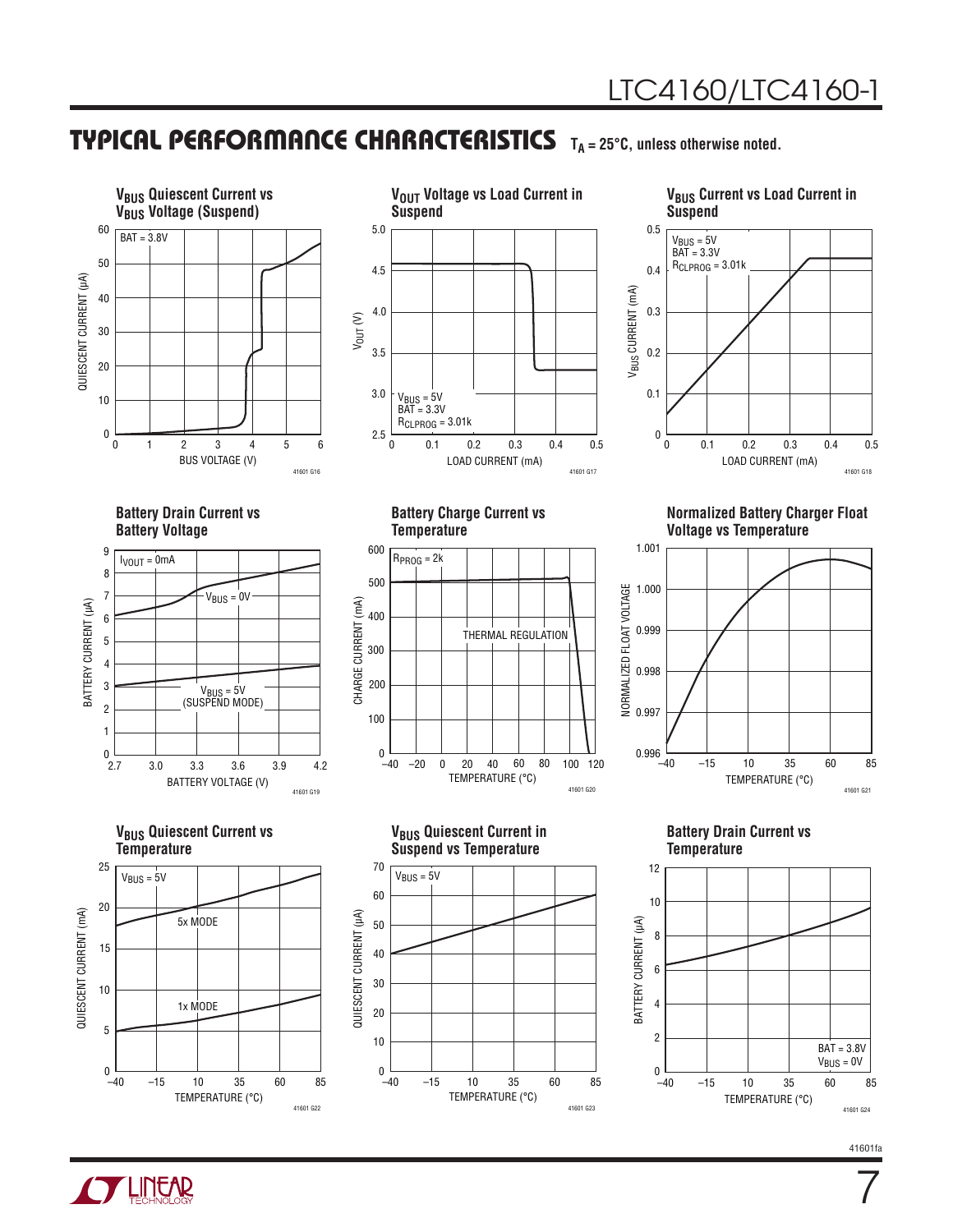## TYPICAL PERFORMANCE CHARACTERISTICS $T_A = 25°C$, unless otherwise noted.

**$V_{BUS}$ Quiescent Current vs $V_{BUS}$ Voltage (Suspend)**

BAT = 3.8V

QUIESCENT CURRENT (µA) vs BUS VOLTAGE (V)

41601 G16

**$V_{OUT}$ Voltage vs Load Current in Suspend**

$V_{BUS}$ = 5V
BAT = 3.3V
$R_{CLPROG}$ = 3.01k

$V_{OUT}$ (V) vs LOAD CURRENT (mA)

41601 G17

**$V_{BUS}$ Current vs Load Current in Suspend**

$V_{BUS}$ = 5V
BAT = 3.3V
$R_{CLPROG}$ = 3.01k

$V_{BUS}$ CURRENT (mA) vs LOAD CURRENT (mA)

41601 G18

**Battery Drain Current vs Battery Voltage**

$I_{VOUT}$ = 0mA

$V_{BUS}$ = 0V

$V_{BUS}$ = 5V (SUSPEND MODE)

BATTERY CURRENT (µA) vs BATTERY VOLTAGE (V)

41601 G19

**Battery Charge Current vs Temperature**

$R_{PROG}$ = 2k

THERMAL REGULATION

CHARGE CURRENT (mA) vs TEMPERATURE (°C)

41601 G20

**Normalized Battery Charger Float Voltage vs Temperature**

NORMALIZED FLOAT VOLTAGE vs TEMPERATURE (°C)

41601 G21

**$V_{BUS}$ Quiescent Current vs Temperature**

$V_{BUS}$ = 5V

5x MODE

1x MODE

QUIESCENT CURRENT (mA) vs TEMPERATURE (°C)

41601 G22

**$V_{BUS}$ Quiescent Current in Suspend vs Temperature**

$V_{BUS}$ = 5V

QUIESCENT CURRENT (µA) vs TEMPERATURE (°C)

41601 G23

**Battery Drain Current vs Temperature**

BAT = 3.8V
$V_{BUS}$ = 0V

BATTERY CURRENT (µA) vs TEMPERATURE (°C)

41601 G24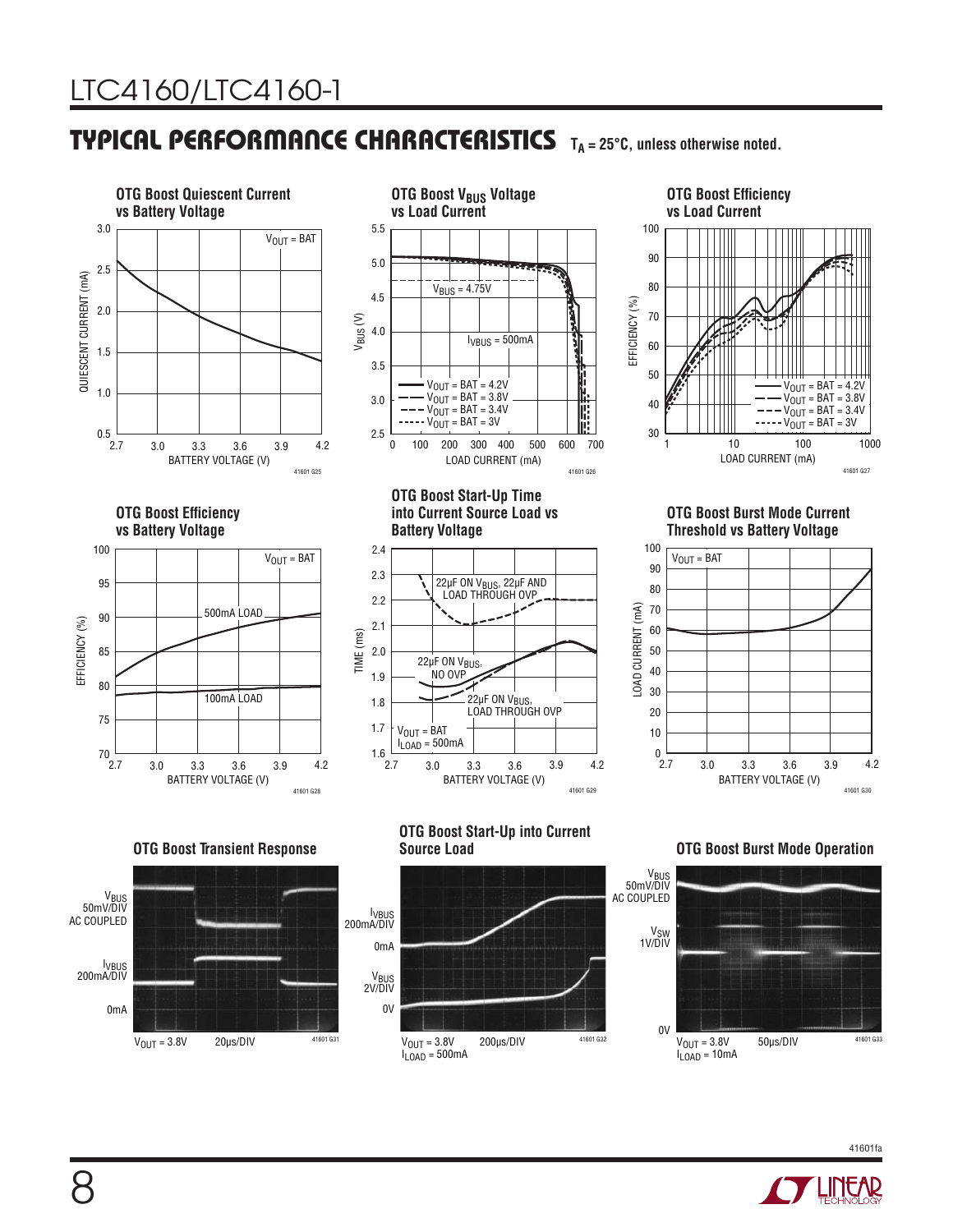## TYPICAL PERFORMANCE CHARACTERISTICS $T_A = 25°C$, unless otherwise noted.

**OTG Boost Quiescent Current vs Battery Voltage**

**OTG Boost $V_{BUS}$ Voltage vs Load Current**

**OTG Boost Efficiency vs Load Current**

**OTG Boost Efficiency vs Battery Voltage**

**OTG Boost Start-Up Time into Current Source Load vs Battery Voltage**

**OTG Boost Burst Mode Current Threshold vs Battery Voltage**

**OTG Boost Transient Response**

**OTG Boost Start-Up into Current Source Load**

**OTG Boost Burst Mode Operation**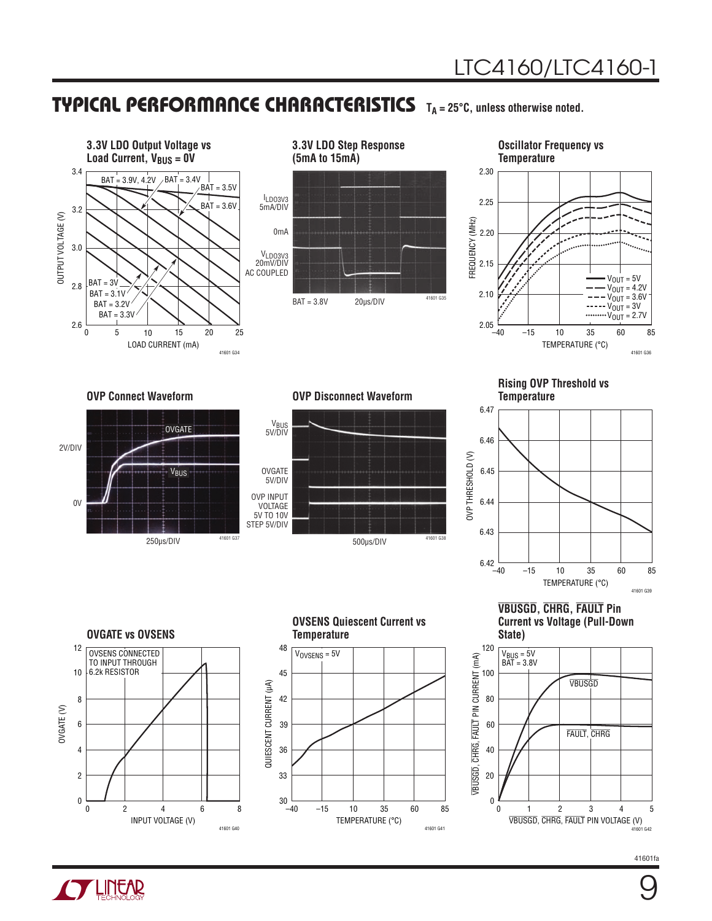## TYPICAL PERFORMANCE CHARACTERISTICS $T_A = 25°C$, unless otherwise noted.

**3.3V LDO Output Voltage vs Load Current, $V_{BUS}$ = 0V**

41601 G34

**3.3V LDO Step Response (5mA to 15mA)**

41601 G35

**Oscillator Frequency vs Temperature**

41601 G36

**OVP Connect Waveform**

41601 G37

**OVP Disconnect Waveform**

41601 G38

**Rising OVP Threshold vs Temperature**

41601 G39

**OVGATE vs OVSENS**

41601 G40

**OVSENS Quiescent Current vs Temperature**

41601 G41

**VBUSGD, CHRG, FAULT Pin Current vs Voltage (Pull-Down State)**

41601 G42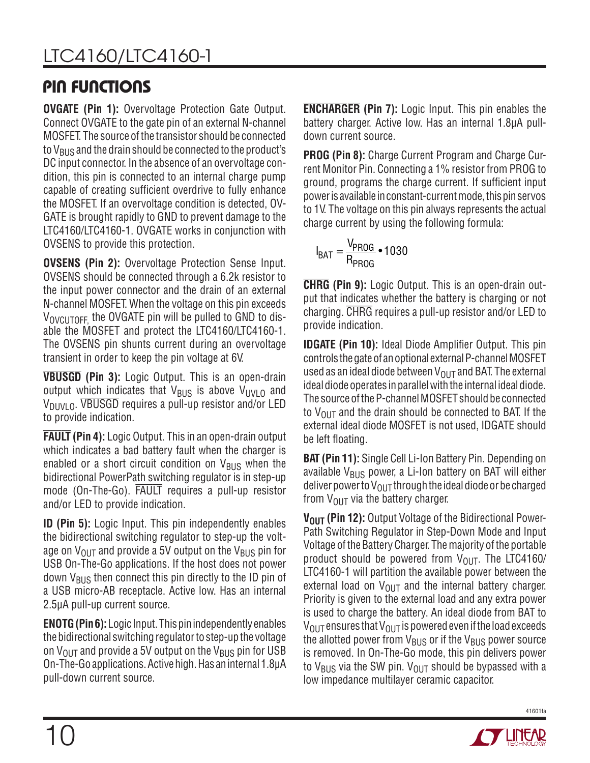## PIN FUNCTIONS

**OVGATE (Pin 1):** Overvoltage Protection Gate Output. Connect OVGATE to the gate pin of an external N-channel MOSFET. The source of the transistor should be connected to $V_{BUS}$ and the drain should be connected to the product's DC input connector. In the absence of an overvoltage condition, this pin is connected to an internal charge pump capable of creating sufficient overdrive to fully enhance the MOSFET. If an overvoltage condition is detected, OVGATE is brought rapidly to GND to prevent damage to the LTC4160/LTC4160-1. OVGATE works in conjunction with OVSENS to provide this protection.

**OVSENS (Pin 2):** Overvoltage Protection Sense Input. OVSENS should be connected through a 6.2k resistor to the input power connector and the drain of an external N-channel MOSFET. When the voltage on this pin exceeds $V_{OVCUTOFF}$, the OVGATE pin will be pulled to GND to disable the MOSFET and protect the LTC4160/LTC4160-1. The OVSENS pin shunts current during an overvoltage transient in order to keep the pin voltage at 6V.

**$\overline{\text{VBUSGD}}$ (Pin 3):** Logic Output. This is an open-drain output which indicates that $V_{BUS}$ is above $V_{UVLO}$ and $V_{DUVLO}$. $\overline{\text{VBUSGD}}$ requires a pull-up resistor and/or LED to provide indication.

**$\overline{\text{FAULT}}$ (Pin 4):** Logic Output. This in an open-drain output which indicates a bad battery fault when the charger is enabled or a short circuit condition on $V_{BUS}$ when the bidirectional PowerPath switching regulator is in step-up mode (On-The-Go). $\overline{\text{FAULT}}$ requires a pull-up resistor and/or LED to provide indication.

**ID (Pin 5):** Logic Input. This pin independently enables the bidirectional switching regulator to step-up the voltage on $V_{OUT}$ and provide a 5V output on the $V_{BUS}$ pin for USB On-The-Go applications. If the host does not power down $V_{BUS}$ then connect this pin directly to the ID pin of a USB micro-AB receptacle. Active low. Has an internal 2.5µA pull-up current source.

**ENOTG (Pin 6):** Logic Input. This pin independently enables the bidirectional switching regulator to step-up the voltage on $V_{OUT}$ and provide a 5V output on the $V_{BUS}$ pin for USB On-The-Go applications. Active high. Has an internal 1.8µA pull-down current source.

**$\overline{\text{ENCHARGER}}$ (Pin 7):** Logic Input. This pin enables the battery charger. Active low. Has an internal 1.8µA pull-down current source.

**PROG (Pin 8):** Charge Current Program and Charge Current Monitor Pin. Connecting a 1% resistor from PROG to ground, programs the charge current. If sufficient input power is available in constant-current mode, this pin servos to 1V. The voltage on this pin always represents the actual charge current by using the following formula:

$$I_{BAT} = \frac{V_{PROG}}{R_{PROG}} \bullet 1030$$

**$\overline{\text{CHRG}}$ (Pin 9):** Logic Output. This is an open-drain output that indicates whether the battery is charging or not charging. $\overline{\text{CHRG}}$ requires a pull-up resistor and/or LED to provide indication.

**IDGATE (Pin 10):** Ideal Diode Amplifier Output. This pin controls the gate of an optional external P-channel MOSFET used as an ideal diode between $V_{OUT}$ and BAT. The external ideal diode operates in parallel with the internal ideal diode. The source of the P-channel MOSFET should be connected to $V_{OUT}$ and the drain should be connected to BAT. If the external ideal diode MOSFET is not used, IDGATE should be left floating.

**BAT (Pin 11):** Single Cell Li-Ion Battery Pin. Depending on available $V_{BUS}$ power, a Li-Ion battery on BAT will either deliver power to $V_{OUT}$ through the ideal diode or be charged from $V_{OUT}$ via the battery charger.

**$V_{OUT}$ (Pin 12):** Output Voltage of the Bidirectional PowerPath Switching Regulator in Step-Down Mode and Input Voltage of the Battery Charger. The majority of the portable product should be powered from $V_{OUT}$. The LTC4160/LTC4160-1 will partition the available power between the external load on $V_{OUT}$ and the internal battery charger. Priority is given to the external load and any extra power is used to charge the battery. An ideal diode from BAT to $V_{OUT}$ ensures that $V_{OUT}$ is powered even if the load exceeds the allotted power from $V_{BUS}$ or if the $V_{BUS}$ power source is removed. In On-The-Go mode, this pin delivers power to $V_{BUS}$ via the SW pin. $V_{OUT}$ should be bypassed with a low impedance multilayer ceramic capacitor.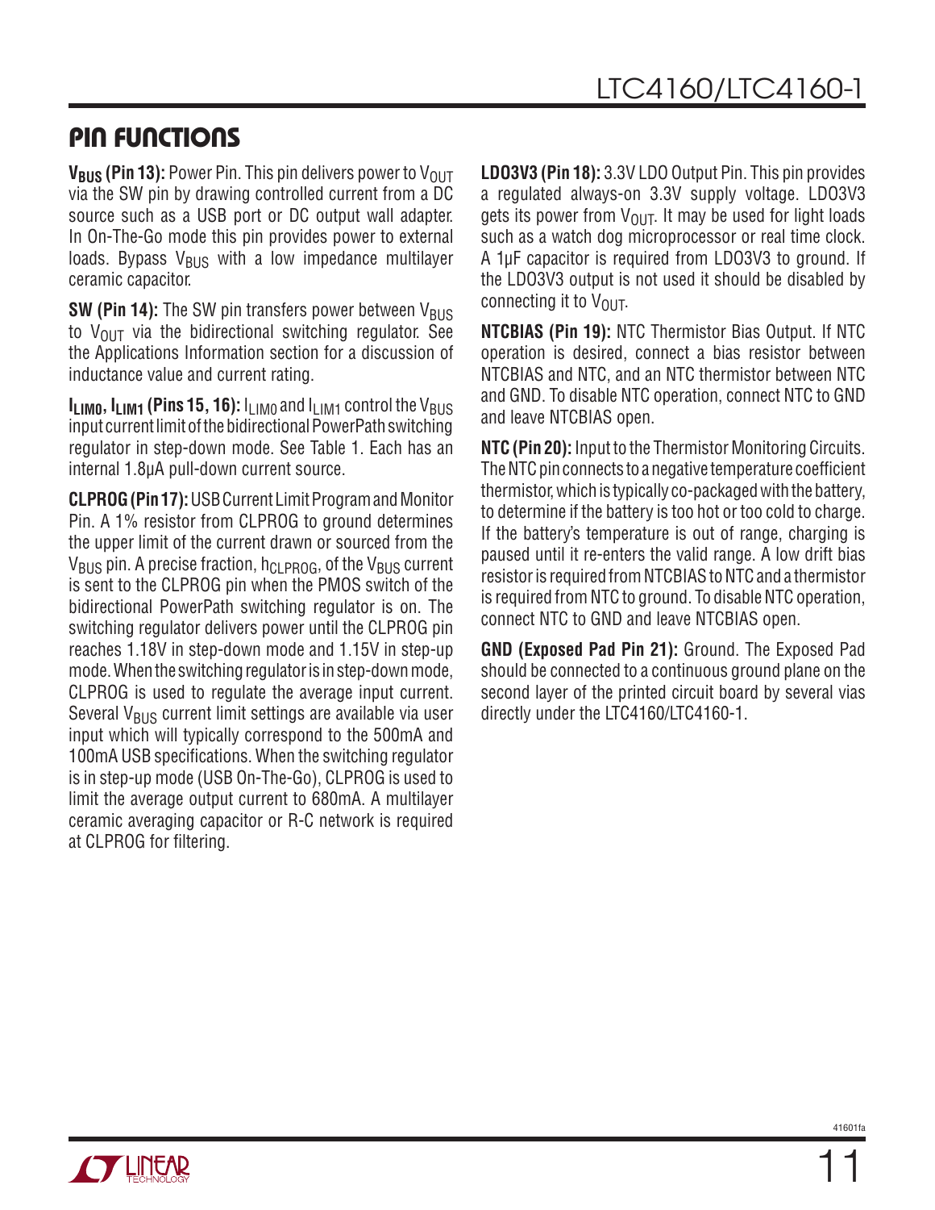## PIN FUNCTIONS

**$V_{BUS}$ (Pin 13):** Power Pin. This pin delivers power to $V_{OUT}$ via the SW pin by drawing controlled current from a DC source such as a USB port or DC output wall adapter. In On-The-Go mode this pin provides power to external loads. Bypass $V_{BUS}$ with a low impedance multilayer ceramic capacitor.

**SW (Pin 14):** The SW pin transfers power between $V_{BUS}$ to $V_{OUT}$ via the bidirectional switching regulator. See the Applications Information section for a discussion of inductance value and current rating.

**$I_{LIM0}$, $I_{LIM1}$ (Pins 15, 16):** $I_{LIM0}$ and $I_{LIM1}$ control the $V_{BUS}$ input current limit of the bidirectional PowerPath switching regulator in step-down mode. See Table 1. Each has an internal 1.8μA pull-down current source.

**CLPROG (Pin 17):** USB Current Limit Program and Monitor Pin. A 1% resistor from CLPROG to ground determines the upper limit of the current drawn or sourced from the $V_{BUS}$ pin. A precise fraction, $h_{CLPROG}$, of the $V_{BUS}$ current is sent to the CLPROG pin when the PMOS switch of the bidirectional PowerPath switching regulator is on. The switching regulator delivers power until the CLPROG pin reaches 1.18V in step-down mode and 1.15V in step-up mode. When the switching regulator is in step-down mode, CLPROG is used to regulate the average input current. Several $V_{BUS}$ current limit settings are available via user input which will typically correspond to the 500mA and 100mA USB specifications. When the switching regulator is in step-up mode (USB On-The-Go), CLPROG is used to limit the average output current to 680mA. A multilayer ceramic averaging capacitor or R-C network is required at CLPROG for filtering.

**LDO3V3 (Pin 18):** 3.3V LDO Output Pin. This pin provides a regulated always-on 3.3V supply voltage. LDO3V3 gets its power from $V_{OUT}$. It may be used for light loads such as a watch dog microprocessor or real time clock. A 1μF capacitor is required from LDO3V3 to ground. If the LDO3V3 output is not used it should be disabled by connecting it to $V_{OUT}$.

**NTCBIAS (Pin 19):** NTC Thermistor Bias Output. If NTC operation is desired, connect a bias resistor between NTCBIAS and NTC, and an NTC thermistor between NTC and GND. To disable NTC operation, connect NTC to GND and leave NTCBIAS open.

**NTC (Pin 20):** Input to the Thermistor Monitoring Circuits. The NTC pin connects to a negative temperature coefficient thermistor, which is typically co-packaged with the battery, to determine if the battery is too hot or too cold to charge. If the battery's temperature is out of range, charging is paused until it re-enters the valid range. A low drift bias resistor is required from NTCBIAS to NTC and a thermistor is required from NTC to ground. To disable NTC operation, connect NTC to GND and leave NTCBIAS open.

**GND (Exposed Pad Pin 21):** Ground. The Exposed Pad should be connected to a continuous ground plane on the second layer of the printed circuit board by several vias directly under the LTC4160/LTC4160-1.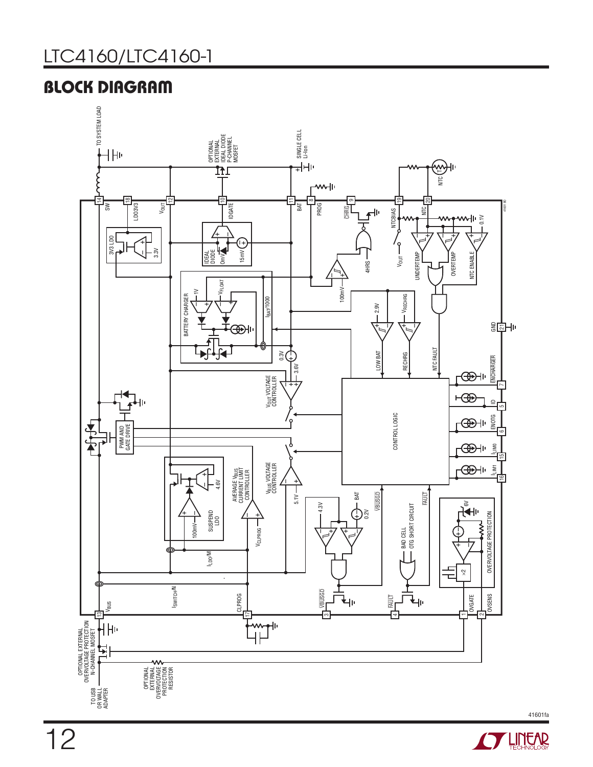## BLOCK DIAGRAM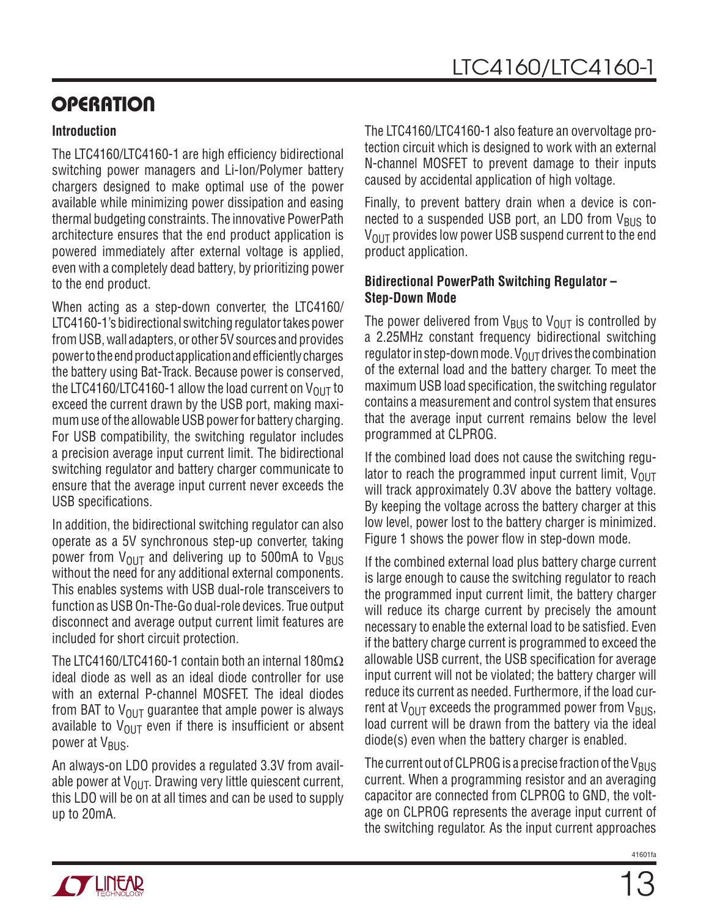## OPERATION

### Introduction

The LTC4160/LTC4160-1 are high efficiency bidirectional switching power managers and Li-Ion/Polymer battery chargers designed to make optimal use of the power available while minimizing power dissipation and easing thermal budgeting constraints. The innovative PowerPath architecture ensures that the end product application is powered immediately after external voltage is applied, even with a completely dead battery, by prioritizing power to the end product.

When acting as a step-down converter, the LTC4160/LTC4160-1's bidirectional switching regulator takes power from USB, wall adapters, or other 5V sources and provides power to the end product application and efficiently charges the battery using Bat-Track. Because power is conserved, the LTC4160/LTC4160-1 allow the load current on $V_{OUT}$ to exceed the current drawn by the USB port, making maximum use of the allowable USB power for battery charging. For USB compatibility, the switching regulator includes a precision average input current limit. The bidirectional switching regulator and battery charger communicate to ensure that the average input current never exceeds the USB specifications.

In addition, the bidirectional switching regulator can also operate as a 5V synchronous step-up converter, taking power from $V_{OUT}$ and delivering up to 500mA to $V_{BUS}$ without the need for any additional external components. This enables systems with USB dual-role transceivers to function as USB On-The-Go dual-role devices. True output disconnect and average output current limit features are included for short circuit protection.

The LTC4160/LTC4160-1 contain both an internal 180mΩ ideal diode as well as an ideal diode controller for use with an external P-channel MOSFET. The ideal diodes from BAT to $V_{OUT}$ guarantee that ample power is always available to $V_{OUT}$ even if there is insufficient or absent power at $V_{BUS}$.

An always-on LDO provides a regulated 3.3V from available power at $V_{OUT}$. Drawing very little quiescent current, this LDO will be on at all times and can be used to supply up to 20mA.

The LTC4160/LTC4160-1 also feature an overvoltage protection circuit which is designed to work with an external N-channel MOSFET to prevent damage to their inputs caused by accidental application of high voltage.

Finally, to prevent battery drain when a device is connected to a suspended USB port, an LDO from $V_{BUS}$ to $V_{OUT}$ provides low power USB suspend current to the end product application.

### Bidirectional PowerPath Switching Regulator – Step-Down Mode

The power delivered from $V_{BUS}$ to $V_{OUT}$ is controlled by a 2.25MHz constant frequency bidirectional switching regulator in step-down mode. $V_{OUT}$ drives the combination of the external load and the battery charger. To meet the maximum USB load specification, the switching regulator contains a measurement and control system that ensures that the average input current remains below the level programmed at CLPROG.

If the combined load does not cause the switching regulator to reach the programmed input current limit, $V_{OUT}$ will track approximately 0.3V above the battery voltage. By keeping the voltage across the battery charger at this low level, power lost to the battery charger is minimized. Figure 1 shows the power flow in step-down mode.

If the combined external load plus battery charge current is large enough to cause the switching regulator to reach the programmed input current limit, the battery charger will reduce its charge current by precisely the amount necessary to enable the external load to be satisfied. Even if the battery charge current is programmed to exceed the allowable USB current, the USB specification for average input current will not be violated; the battery charger will reduce its current as needed. Furthermore, if the load current at $V_{OUT}$ exceeds the programmed power from $V_{BUS}$, load current will be drawn from the battery via the ideal diode(s) even when the battery charger is enabled.

The current out of CLPROG is a precise fraction of the $V_{BUS}$ current. When a programming resistor and an averaging capacitor are connected from CLPROG to GND, the voltage on CLPROG represents the average input current of the switching regulator. As the input current approaches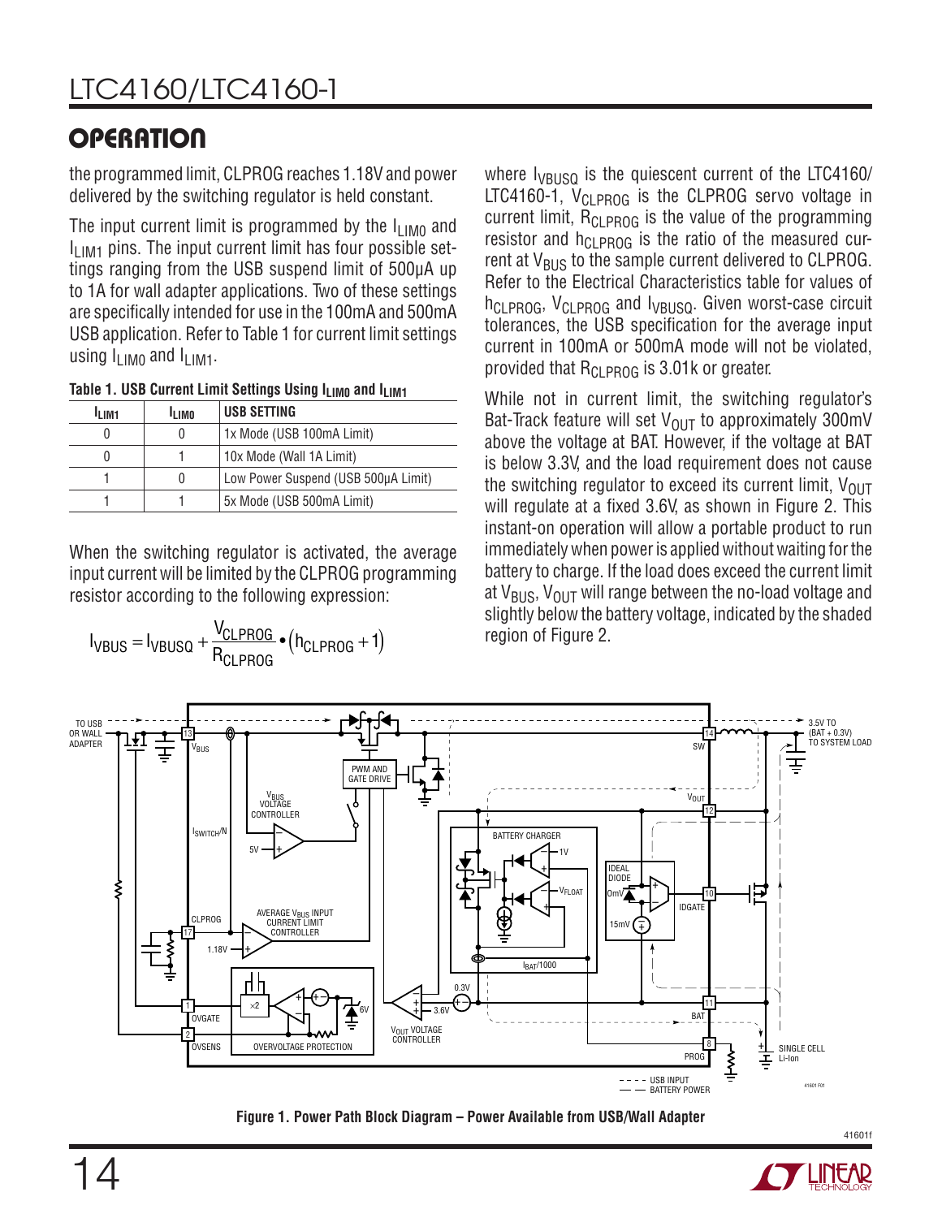## OPERATION

the programmed limit, CLPROG reaches 1.18V and power delivered by the switching regulator is held constant.

The input current limit is programmed by the $I_{LIM0}$ and $I_{LIM1}$ pins. The input current limit has four possible settings ranging from the USB suspend limit of 500µA up to 1A for wall adapter applications. Two of these settings are specifically intended for use in the 100mA and 500mA USB application. Refer to Table 1 for current limit settings using $I_{LIM0}$ and $I_{LIM1}$.

**Table 1. USB Current Limit Settings Using $I_{LIM0}$ and $I_{LIM1}$**

| $I_{LIM1}$ | $I_{LIM0}$ | USB SETTING |
|---|---|---|
| 0 | 0 | 1x Mode (USB 100mA Limit) |
| 0 | 1 | 10x Mode (Wall 1A Limit) |
| 1 | 0 | Low Power Suspend (USB 500µA Limit) |
| 1 | 1 | 5x Mode (USB 500mA Limit) |

When the switching regulator is activated, the average input current will be limited by the CLPROG programming resistor according to the following expression:

$$I_{VBUS} = I_{VBUSQ} + \frac{V_{CLPROG}}{R_{CLPROG}} \bullet (h_{CLPROG} + 1)$$

where $I_{VBUSQ}$ is the quiescent current of the LTC4160/LTC4160-1, $V_{CLPROG}$ is the CLPROG servo voltage in current limit, $R_{CLPROG}$ is the value of the programming resistor and $h_{CLPROG}$ is the ratio of the measured current at $V_{BUS}$ to the sample current delivered to CLPROG. Refer to the Electrical Characteristics table for values of $h_{CLPROG}$, $V_{CLPROG}$ and $I_{VBUSQ}$. Given worst-case circuit tolerances, the USB specification for the average input current in 100mA or 500mA mode will not be violated, provided that $R_{CLPROG}$ is 3.01k or greater.

While not in current limit, the switching regulator's Bat-Track feature will set $V_{OUT}$ to approximately 300mV above the voltage at BAT. However, if the voltage at BAT is below 3.3V, and the load requirement does not cause the switching regulator to exceed its current limit, $V_{OUT}$ will regulate at a fixed 3.6V, as shown in Figure 2. This instant-on operation will allow a portable product to run immediately when power is applied without waiting for the battery to charge. If the load does exceed the current limit at $V_{BUS}$, $V_{OUT}$ will range between the no-load voltage and slightly below the battery voltage, indicated by the shaded region of Figure 2.

**Figure 1. Power Path Block Diagram – Power Available from USB/Wall Adapter**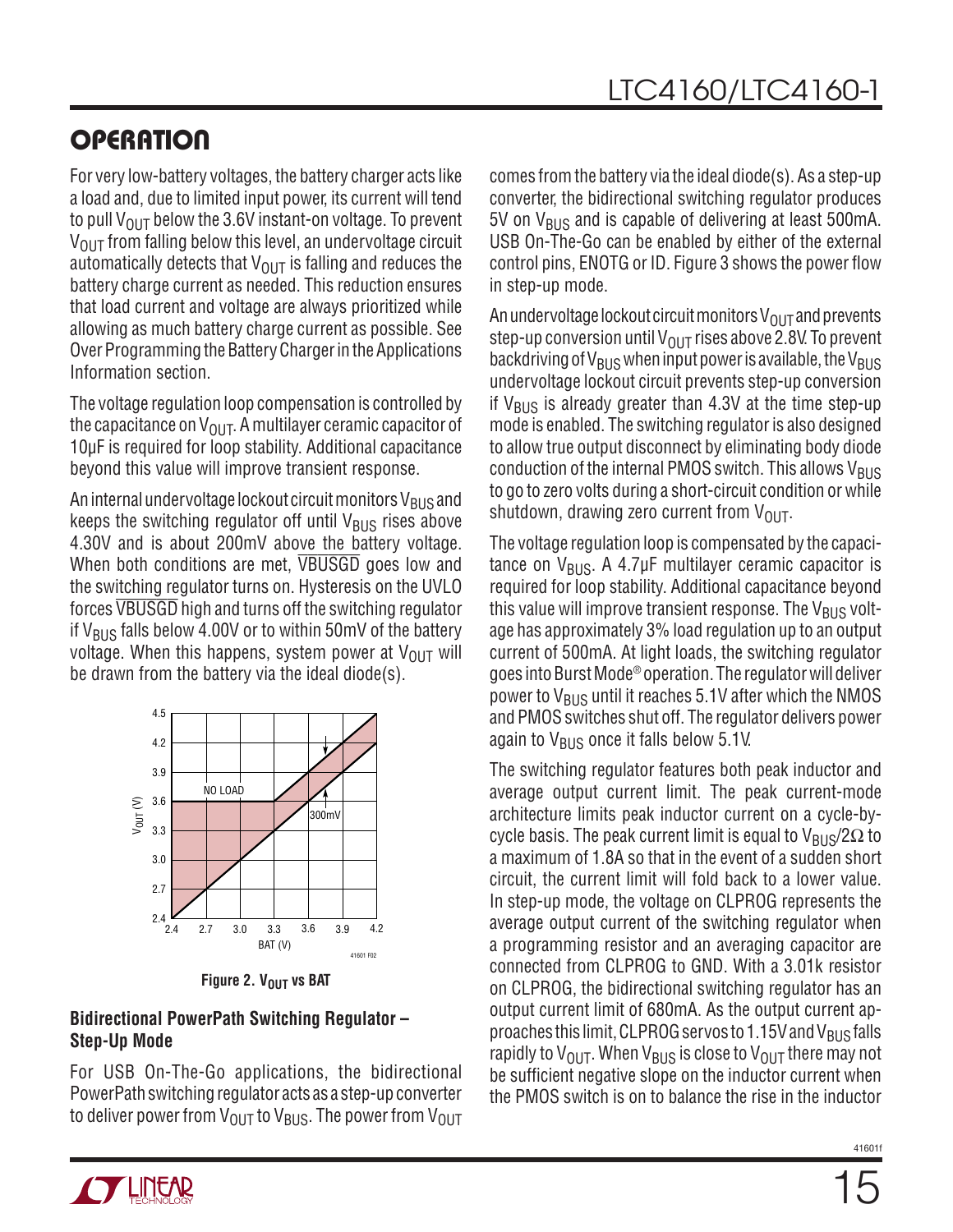# OPERATION

For very low-battery voltages, the battery charger acts like a load and, due to limited input power, its current will tend to pull $V_{OUT}$ below the 3.6V instant-on voltage. To prevent $V_{OUT}$ from falling below this level, an undervoltage circuit automatically detects that $V_{OUT}$ is falling and reduces the battery charge current as needed. This reduction ensures that load current and voltage are always prioritized while allowing as much battery charge current as possible. See Over Programming the Battery Charger in the Applications Information section.

The voltage regulation loop compensation is controlled by the capacitance on $V_{OUT}$. A multilayer ceramic capacitor of 10µF is required for loop stability. Additional capacitance beyond this value will improve transient response.

An internal undervoltage lockout circuit monitors $V_{BUS}$ and keeps the switching regulator off until $V_{BUS}$ rises above 4.30V and is about 200mV above the battery voltage. When both conditions are met, $\overline{\text{VBUSGD}}$ goes low and the switching regulator turns on. Hysteresis on the UVLO forces $\overline{\text{VBUSGD}}$ high and turns off the switching regulator if $V_{BUS}$ falls below 4.00V or to within 50mV of the battery voltage. When this happens, system power at $V_{OUT}$ will be drawn from the battery via the ideal diode(s).

Figure 2. $V_{OUT}$ vs BAT

## Bidirectional PowerPath Switching Regulator – Step-Up Mode

For USB On-The-Go applications, the bidirectional PowerPath switching regulator acts as a step-up converter to deliver power from $V_{OUT}$ to $V_{BUS}$. The power from $V_{OUT}$ comes from the battery via the ideal diode(s). As a step-up converter, the bidirectional switching regulator produces 5V on $V_{BUS}$ and is capable of delivering at least 500mA. USB On-The-Go can be enabled by either of the external control pins, ENOTG or ID. Figure 3 shows the power flow in step-up mode.

An undervoltage lockout circuit monitors $V_{OUT}$ and prevents step-up conversion until $V_{OUT}$ rises above 2.8V. To prevent backdriving of $V_{BUS}$ when input power is available, the $V_{BUS}$ undervoltage lockout circuit prevents step-up conversion if $V_{BUS}$ is already greater than 4.3V at the time step-up mode is enabled. The switching regulator is also designed to allow true output disconnect by eliminating body diode conduction of the internal PMOS switch. This allows $V_{BUS}$ to go to zero volts during a short-circuit condition or while shutdown, drawing zero current from $V_{OUT}$.

The voltage regulation loop is compensated by the capacitance on $V_{BUS}$. A 4.7µF multilayer ceramic capacitor is required for loop stability. Additional capacitance beyond this value will improve transient response. The $V_{BUS}$ voltage has approximately 3% load regulation up to an output current of 500mA. At light loads, the switching regulator goes into Burst Mode® operation. The regulator will deliver power to $V_{BUS}$ until it reaches 5.1V after which the NMOS and PMOS switches shut off. The regulator delivers power again to $V_{BUS}$ once it falls below 5.1V.

The switching regulator features both peak inductor and average output current limit. The peak current-mode architecture limits peak inductor current on a cycle-by-cycle basis. The peak current limit is equal to $V_{BUS}/2\Omega$ to a maximum of 1.8A so that in the event of a sudden short circuit, the current limit will fold back to a lower value. In step-up mode, the voltage on CLPROG represents the average output current of the switching regulator when a programming resistor and an averaging capacitor are connected from CLPROG to GND. With a 3.01k resistor on CLPROG, the bidirectional switching regulator has an output current limit of 680mA. As the output current approaches this limit, CLPROG servos to 1.15V and $V_{BUS}$ falls rapidly to $V_{OUT}$. When $V_{BUS}$ is close to $V_{OUT}$ there may not be sufficient negative slope on the inductor current when the PMOS switch is on to balance the rise in the inductor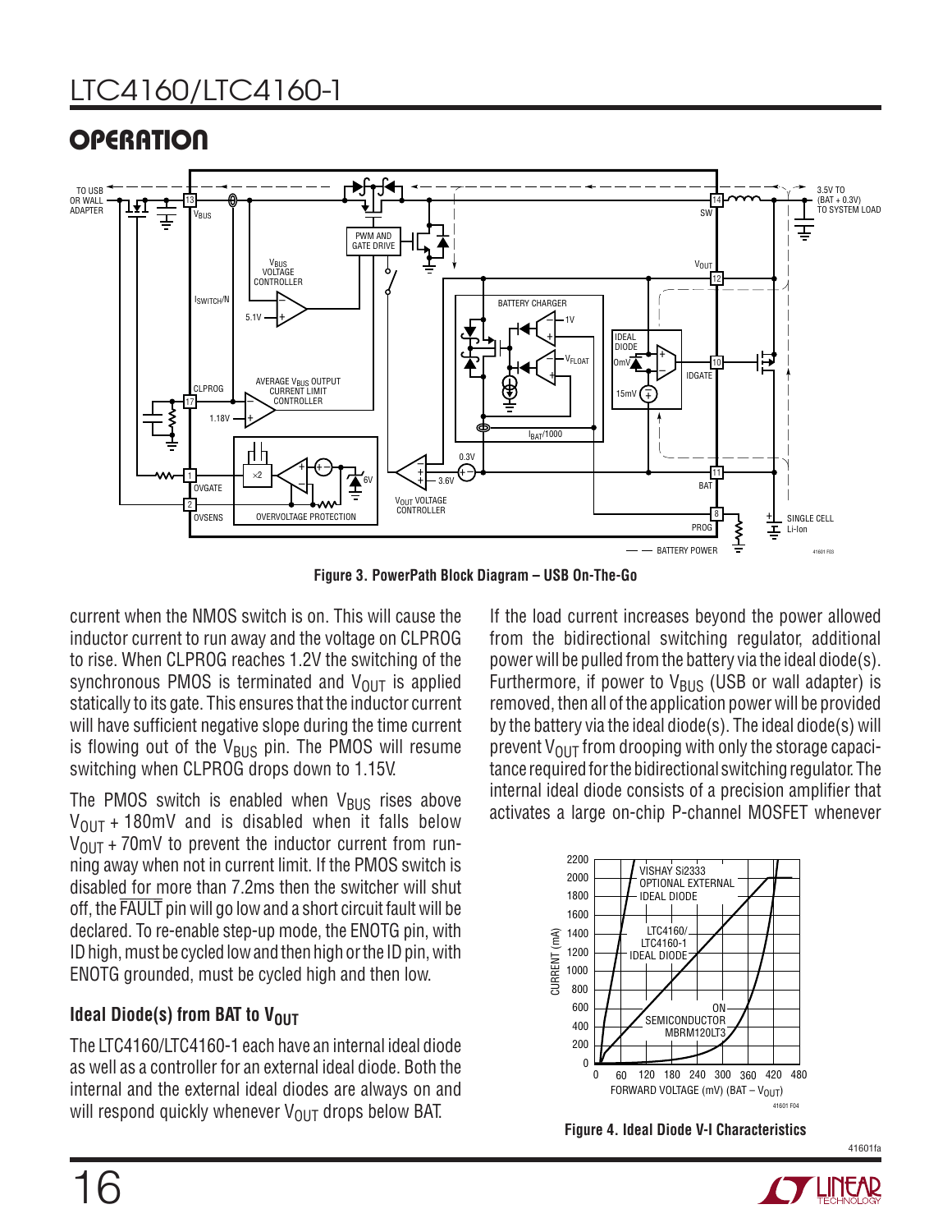## OPERATION

Figure 3. PowerPath Block Diagram – USB On-The-Go

current when the NMOS switch is on. This will cause the inductor current to run away and the voltage on CLPROG to rise. When CLPROG reaches 1.2V the switching of the synchronous PMOS is terminated and $V_{OUT}$ is applied statically to its gate. This ensures that the inductor current will have sufficient negative slope during the time current is flowing out of the $V_{BUS}$ pin. The PMOS will resume switching when CLPROG drops down to 1.15V.

The PMOS switch is enabled when $V_{BUS}$ rises above $V_{OUT}$ + 180mV and is disabled when it falls below $V_{OUT}$ + 70mV to prevent the inductor current from running away when not in current limit. If the PMOS switch is disabled for more than 7.2ms then the switcher will shut off, the $\overline{FAULT}$ pin will go low and a short circuit fault will be declared. To re-enable step-up mode, the ENOTG pin, with ID high, must be cycled low and then high or the ID pin, with ENOTG grounded, must be cycled high and then low.

### Ideal Diode(s) from BAT to $V_{OUT}$

The LTC4160/LTC4160-1 each have an internal ideal diode as well as a controller for an external ideal diode. Both the internal and the external ideal diodes are always on and will respond quickly whenever $V_{OUT}$ drops below BAT.

If the load current increases beyond the power allowed from the bidirectional switching regulator, additional power will be pulled from the battery via the ideal diode(s). Furthermore, if power to $V_{BUS}$ (USB or wall adapter) is removed, then all of the application power will be provided by the battery via the ideal diode(s). The ideal diode(s) will prevent $V_{OUT}$ from drooping with only the storage capacitance required for the bidirectional switching regulator. The internal ideal diode consists of a precision amplifier that activates a large on-chip P-channel MOSFET whenever

Figure 4. Ideal Diode V-I Characteristics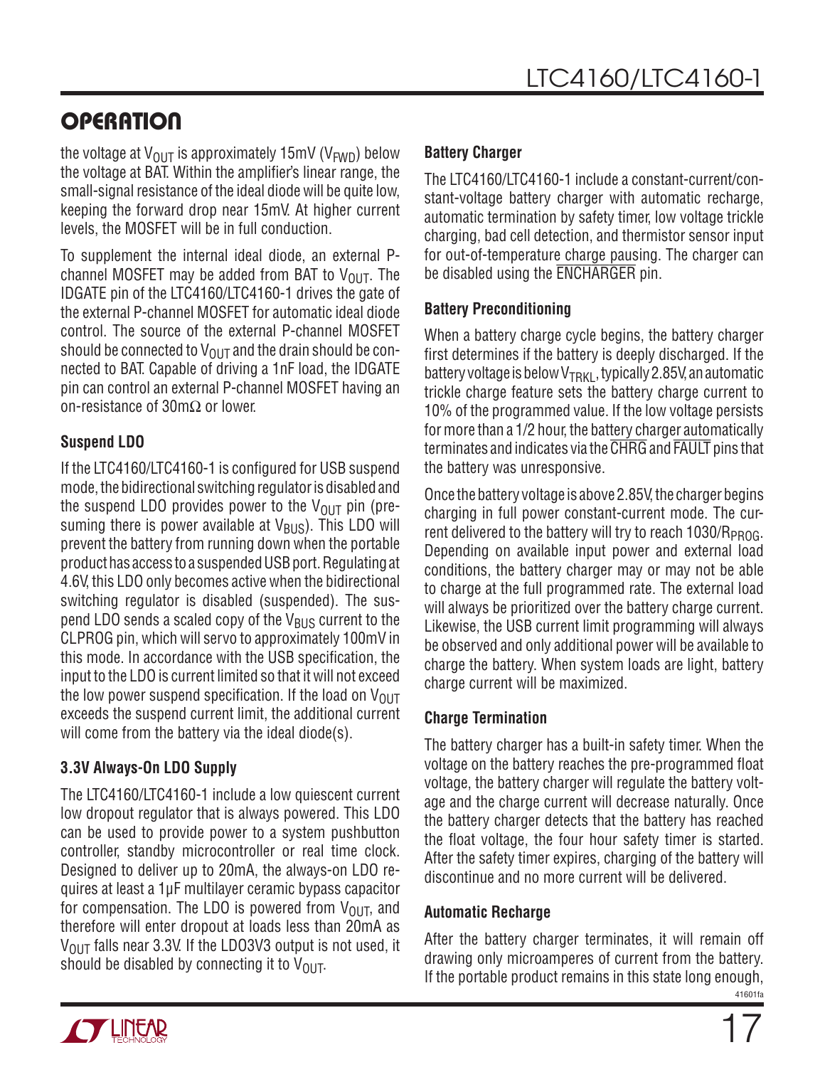## OPERATION

the voltage at $V_{OUT}$ is approximately 15mV ($V_{FWD}$) below the voltage at BAT. Within the amplifier's linear range, the small-signal resistance of the ideal diode will be quite low, keeping the forward drop near 15mV. At higher current levels, the MOSFET will be in full conduction.

To supplement the internal ideal diode, an external P-channel MOSFET may be added from BAT to $V_{OUT}$. The IDGATE pin of the LTC4160/LTC4160-1 drives the gate of the external P-channel MOSFET for automatic ideal diode control. The source of the external P-channel MOSFET should be connected to $V_{OUT}$ and the drain should be connected to BAT. Capable of driving a 1nF load, the IDGATE pin can control an external P-channel MOSFET having an on-resistance of 30mΩ or lower.

### Suspend LDO

If the LTC4160/LTC4160-1 is configured for USB suspend mode, the bidirectional switching regulator is disabled and the suspend LDO provides power to the $V_{OUT}$ pin (presuming there is power available at $V_{BUS}$). This LDO will prevent the battery from running down when the portable product has access to a suspended USB port. Regulating at 4.6V, this LDO only becomes active when the bidirectional switching regulator is disabled (suspended). The suspend LDO sends a scaled copy of the $V_{BUS}$ current to the CLPROG pin, which will servo to approximately 100mV in this mode. In accordance with the USB specification, the input to the LDO is current limited so that it will not exceed the low power suspend specification. If the load on $V_{OUT}$ exceeds the suspend current limit, the additional current will come from the battery via the ideal diode(s).

### 3.3V Always-On LDO Supply

The LTC4160/LTC4160-1 include a low quiescent current low dropout regulator that is always powered. This LDO can be used to provide power to a system pushbutton controller, standby microcontroller or real time clock. Designed to deliver up to 20mA, the always-on LDO requires at least a 1µF multilayer ceramic bypass capacitor for compensation. The LDO is powered from $V_{OUT}$, and therefore will enter dropout at loads less than 20mA as $V_{OUT}$ falls near 3.3V. If the LDO3V3 output is not used, it should be disabled by connecting it to $V_{OUT}$.

### Battery Charger

The LTC4160/LTC4160-1 include a constant-current/constant-voltage battery charger with automatic recharge, automatic termination by safety timer, low voltage trickle charging, bad cell detection, and thermistor sensor input for out-of-temperature charge pausing. The charger can be disabled using the $\overline{\text{ENCHARGER}}$ pin.

### Battery Preconditioning

When a battery charge cycle begins, the battery charger first determines if the battery is deeply discharged. If the battery voltage is below $V_{TRKL}$, typically 2.85V, an automatic trickle charge feature sets the battery charge current to 10% of the programmed value. If the low voltage persists for more than a 1/2 hour, the battery charger automatically terminates and indicates via the $\overline{\text{CHRG}}$ and $\overline{\text{FAULT}}$ pins that the battery was unresponsive.

Once the battery voltage is above 2.85V, the charger begins charging in full power constant-current mode. The current delivered to the battery will try to reach $1030/R_{PROG}$. Depending on available input power and external load conditions, the battery charger may or may not be able to charge at the full programmed rate. The external load will always be prioritized over the battery charge current. Likewise, the USB current limit programming will always be observed and only additional power will be available to charge the battery. When system loads are light, battery charge current will be maximized.

### Charge Termination

The battery charger has a built-in safety timer. When the voltage on the battery reaches the pre-programmed float voltage, the battery charger will regulate the battery voltage and the charge current will decrease naturally. Once the battery charger detects that the battery has reached the float voltage, the four hour safety timer is started. After the safety timer expires, charging of the battery will discontinue and no more current will be delivered.

### Automatic Recharge

After the battery charger terminates, it will remain off drawing only microamperes of current from the battery. If the portable product remains in this state long enough,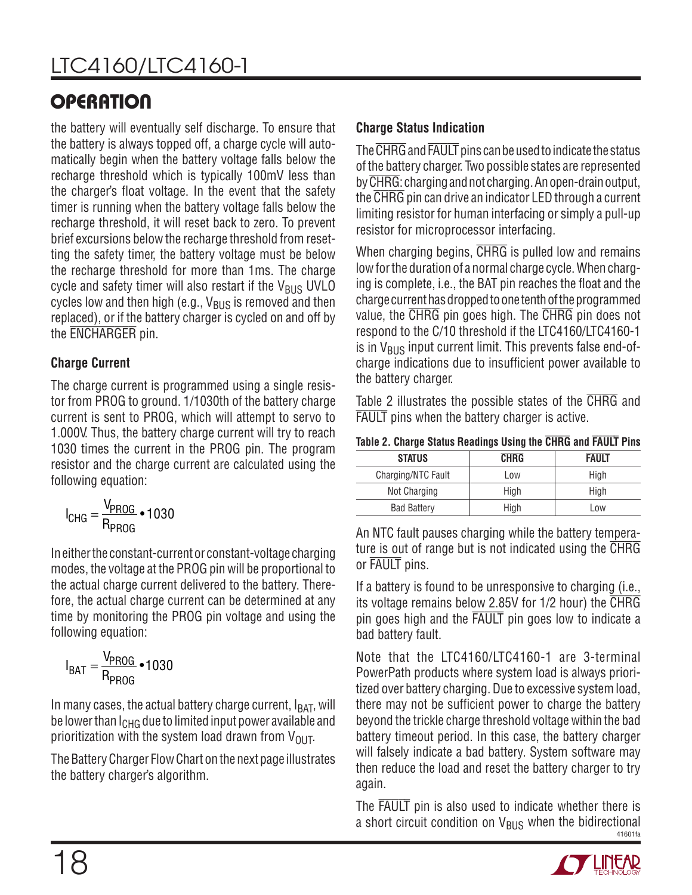## OPERATION

the battery will eventually self discharge. To ensure that the battery is always topped off, a charge cycle will automatically begin when the battery voltage falls below the recharge threshold which is typically 100mV less than the charger's float voltage. In the event that the safety timer is running when the battery voltage falls below the recharge threshold, it will reset back to zero. To prevent brief excursions below the recharge threshold from resetting the safety timer, the battery voltage must be below the recharge threshold for more than 1ms. The charge cycle and safety timer will also restart if the $V_{BUS}$ UVLO cycles low and then high (e.g., $V_{BUS}$ is removed and then replaced), or if the battery charger is cycled on and off by the $\overline{ENCHARGER}$ pin.

### Charge Current

The charge current is programmed using a single resistor from PROG to ground. 1/1030th of the battery charge current is sent to PROG, which will attempt to servo to 1.000V. Thus, the battery charge current will try to reach 1030 times the current in the PROG pin. The program resistor and the charge current are calculated using the following equation:

$$I_{CHG} = \frac{V_{PROG}}{R_{PROG}} \bullet 1030$$

In either the constant-current or constant-voltage charging modes, the voltage at the PROG pin will be proportional to the actual charge current delivered to the battery. Therefore, the actual charge current can be determined at any time by monitoring the PROG pin voltage and using the following equation:

$$I_{BAT} = \frac{V_{PROG}}{R_{PROG}} \bullet 1030$$

In many cases, the actual battery charge current, $I_{BAT}$, will be lower than $I_{CHG}$ due to limited input power available and prioritization with the system load drawn from $V_{OUT}$.

The Battery Charger Flow Chart on the next page illustrates the battery charger's algorithm.

### Charge Status Indication

The $\overline{CHRG}$ and $\overline{FAULT}$ pins can be used to indicate the status of the battery charger. Two possible states are represented by $\overline{CHRG}$: charging and not charging. An open-drain output, the $\overline{CHRG}$ pin can drive an indicator LED through a current limiting resistor for human interfacing or simply a pull-up resistor for microprocessor interfacing.

When charging begins, $\overline{CHRG}$ is pulled low and remains low for the duration of a normal charge cycle. When charging is complete, i.e., the BAT pin reaches the float and the charge current has dropped to one tenth of the programmed value, the $\overline{CHRG}$ pin goes high. The $\overline{CHRG}$ pin does not respond to the C/10 threshold if the LTC4160/LTC4160-1 is in $V_{BUS}$ input current limit. This prevents false end-of-charge indications due to insufficient power available to the battery charger.

Table 2 illustrates the possible states of the $\overline{CHRG}$ and $\overline{FAULT}$ pins when the battery charger is active.

**Table 2. Charge Status Readings Using the $\overline{CHRG}$ and $\overline{FAULT}$ Pins**

| STATUS | $\overline{CHRG}$ | $\overline{FAULT}$ |
|---|---|---|
| Charging/NTC Fault | Low | High |
| Not Charging | High | High |
| Bad Battery | High | Low |

An NTC fault pauses charging while the battery temperature is out of range but is not indicated using the $\overline{CHRG}$ or $\overline{FAULT}$ pins.

If a battery is found to be unresponsive to charging (i.e., its voltage remains below 2.85V for 1/2 hour) the $\overline{CHRG}$ pin goes high and the $\overline{FAULT}$ pin goes low to indicate a bad battery fault.

Note that the LTC4160/LTC4160-1 are 3-terminal PowerPath products where system load is always prioritized over battery charging. Due to excessive system load, there may not be sufficient power to charge the battery beyond the trickle charge threshold voltage within the bad battery timeout period. In this case, the battery charger will falsely indicate a bad battery. System software may then reduce the load and reset the battery charger to try again.

The $\overline{FAULT}$ pin is also used to indicate whether there is a short circuit condition on $V_{BUS}$ when the bidirectional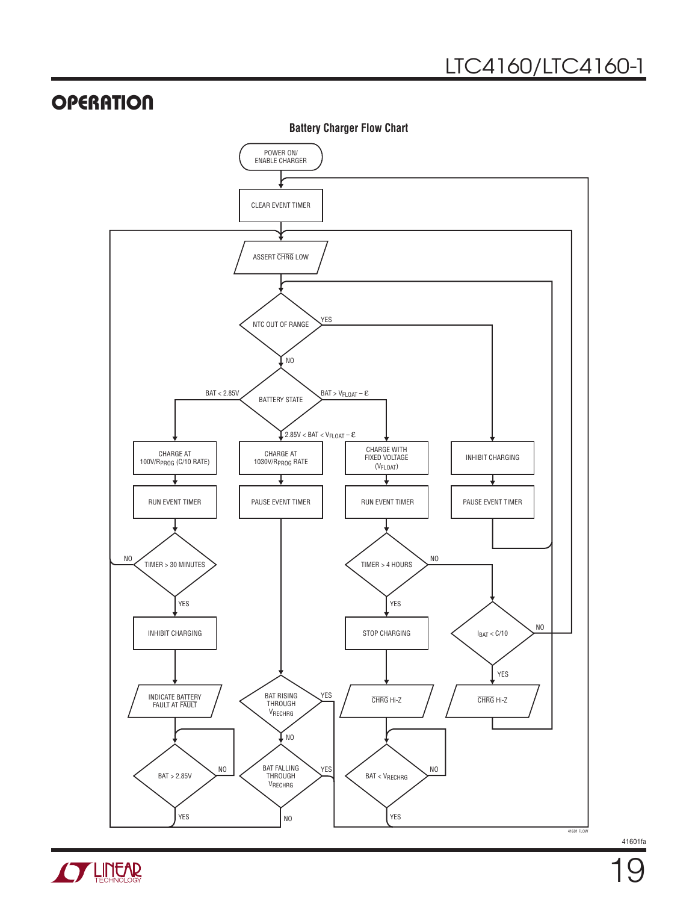## OPERATION

**Battery Charger Flow Chart**

POWER ON/ ENABLE CHARGER

CLEAR EVENT TIMER

ASSERT $\overline{\text{CHRG}}$ LOW

NTC OUT OF RANGE — YES → INHIBIT CHARGING → PAUSE EVENT TIMER; NO →

BATTERY STATE:
- BAT < 2.85V → CHARGE AT $100V/R_{PROG}$ (C/10 RATE) → RUN EVENT TIMER → TIMER > 30 MINUTES (NO / YES) → INHIBIT CHARGING → INDICATE BATTERY FAULT AT $\overline{\text{FAULT}}$ → BAT > 2.85V (NO / YES)
- $2.85V < BAT < V_{FLOAT} - \varepsilon$ → CHARGE AT $1030V/R_{PROG}$ RATE → PAUSE EVENT TIMER → BAT RISING THROUGH $V_{RECHRG}$ (YES / NO) → BAT FALLING THROUGH $V_{RECHRG}$ (YES / NO)
- $BAT > V_{FLOAT} - \varepsilon$ → CHARGE WITH FIXED VOLTAGE ($V_{FLOAT}$) → RUN EVENT TIMER → TIMER > 4 HOURS (NO / YES) → STOP CHARGING → $\overline{\text{CHRG}}$ Hi-Z → BAT < $V_{RECHRG}$ (NO / YES)

TIMER > 4 HOURS NO → $I_{BAT}$ < C/10 (NO / YES) → $\overline{\text{CHRG}}$ Hi-Z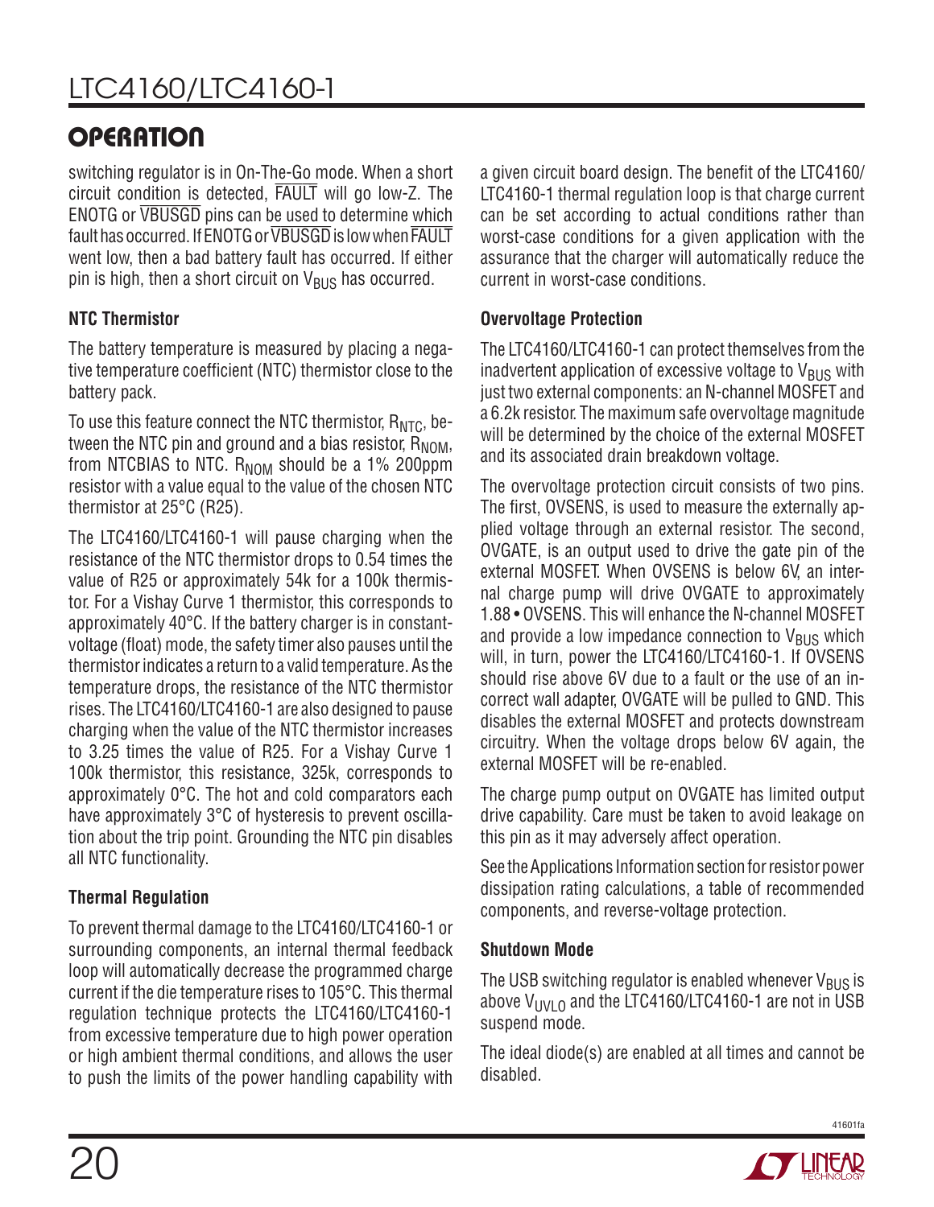## OPERATION

switching regulator is in On-The-Go mode. When a short circuit condition is detected, $\overline{FAULT}$ will go low-Z. The ENOTG or $\overline{VBUSGD}$ pins can be used to determine which fault has occurred. If ENOTG or $\overline{VBUSGD}$ is low when $\overline{FAULT}$ went low, then a bad battery fault has occurred. If either pin is high, then a short circuit on $V_{BUS}$ has occurred.

### NTC Thermistor

The battery temperature is measured by placing a negative temperature coefficient (NTC) thermistor close to the battery pack.

To use this feature connect the NTC thermistor, $R_{NTC}$, between the NTC pin and ground and a bias resistor, $R_{NOM}$, from NTCBIAS to NTC. $R_{NOM}$ should be a 1% 200ppm resistor with a value equal to the value of the chosen NTC thermistor at 25°C (R25).

The LTC4160/LTC4160-1 will pause charging when the resistance of the NTC thermistor drops to 0.54 times the value of R25 or approximately 54k for a 100k thermistor. For a Vishay Curve 1 thermistor, this corresponds to approximately 40°C. If the battery charger is in constant-voltage (float) mode, the safety timer also pauses until the thermistor indicates a return to a valid temperature. As the temperature drops, the resistance of the NTC thermistor rises. The LTC4160/LTC4160-1 are also designed to pause charging when the value of the NTC thermistor increases to 3.25 times the value of R25. For a Vishay Curve 1 100k thermistor, this resistance, 325k, corresponds to approximately 0°C. The hot and cold comparators each have approximately 3°C of hysteresis to prevent oscillation about the trip point. Grounding the NTC pin disables all NTC functionality.

### Thermal Regulation

To prevent thermal damage to the LTC4160/LTC4160-1 or surrounding components, an internal thermal feedback loop will automatically decrease the programmed charge current if the die temperature rises to 105°C. This thermal regulation technique protects the LTC4160/LTC4160-1 from excessive temperature due to high power operation or high ambient thermal conditions, and allows the user to push the limits of the power handling capability with a given circuit board design. The benefit of the LTC4160/LTC4160-1 thermal regulation loop is that charge current can be set according to actual conditions rather than worst-case conditions for a given application with the assurance that the charger will automatically reduce the current in worst-case conditions.

### Overvoltage Protection

The LTC4160/LTC4160-1 can protect themselves from the inadvertent application of excessive voltage to $V_{BUS}$ with just two external components: an N-channel MOSFET and a 6.2k resistor. The maximum safe overvoltage magnitude will be determined by the choice of the external MOSFET and its associated drain breakdown voltage.

The overvoltage protection circuit consists of two pins. The first, OVSENS, is used to measure the externally applied voltage through an external resistor. The second, OVGATE, is an output used to drive the gate pin of the external MOSFET. When OVSENS is below 6V, an internal charge pump will drive OVGATE to approximately 1.88 • OVSENS. This will enhance the N-channel MOSFET and provide a low impedance connection to $V_{BUS}$ which will, in turn, power the LTC4160/LTC4160-1. If OVSENS should rise above 6V due to a fault or the use of an incorrect wall adapter, OVGATE will be pulled to GND. This disables the external MOSFET and protects downstream circuitry. When the voltage drops below 6V again, the external MOSFET will be re-enabled.

The charge pump output on OVGATE has limited output drive capability. Care must be taken to avoid leakage on this pin as it may adversely affect operation.

See the Applications Information section for resistor power dissipation rating calculations, a table of recommended components, and reverse-voltage protection.

### Shutdown Mode

The USB switching regulator is enabled whenever $V_{BUS}$ is above $V_{UVLO}$ and the LTC4160/LTC4160-1 are not in USB suspend mode.

The ideal diode(s) are enabled at all times and cannot be disabled.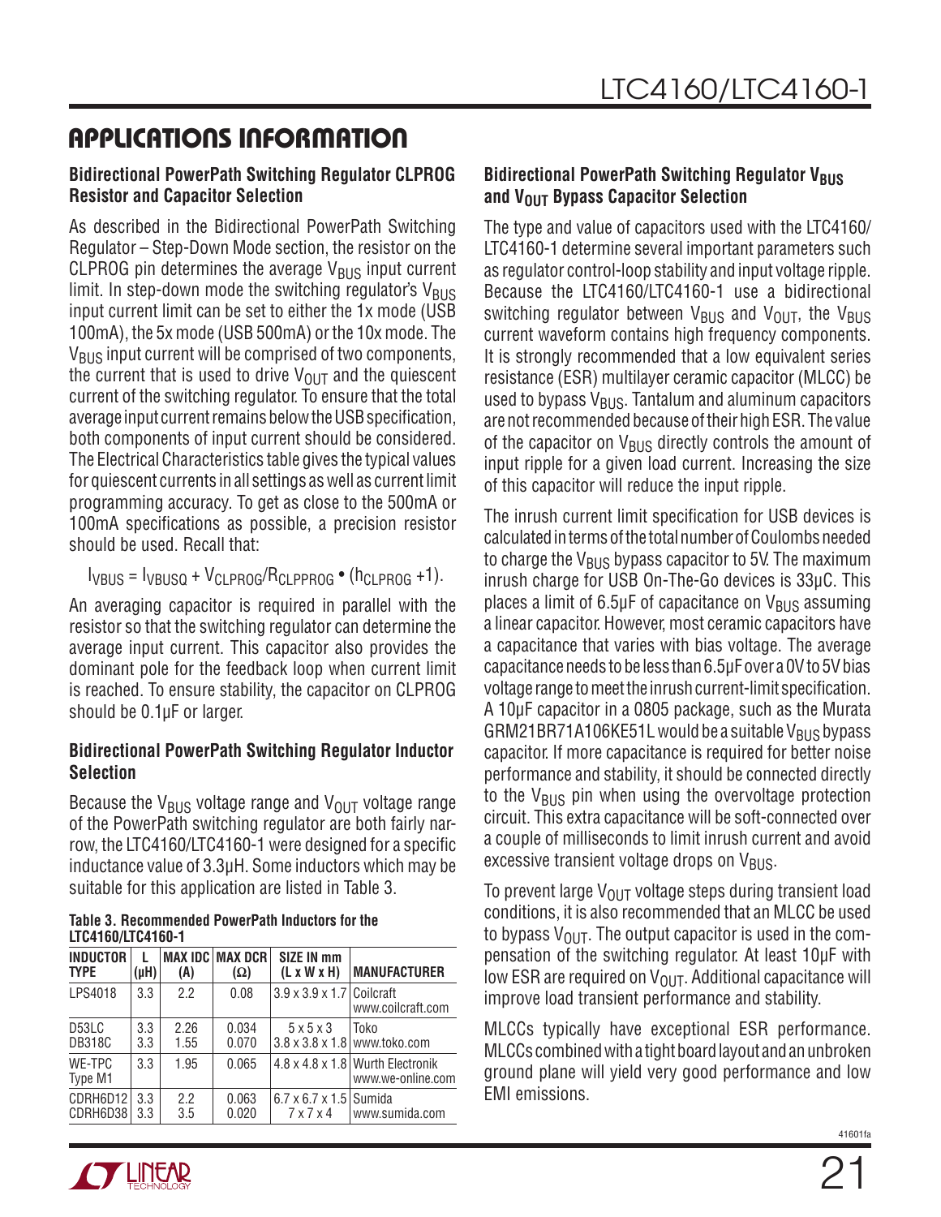## APPLICATIONS INFORMATION

### Bidirectional PowerPath Switching Regulator CLPROG Resistor and Capacitor Selection

As described in the Bidirectional PowerPath Switching Regulator – Step-Down Mode section, the resistor on the CLPROG pin determines the average $V_{BUS}$ input current limit. In step-down mode the switching regulator's $V_{BUS}$ input current limit can be set to either the 1x mode (USB 100mA), the 5x mode (USB 500mA) or the 10x mode. The $V_{BUS}$ input current will be comprised of two components, the current that is used to drive $V_{OUT}$ and the quiescent current of the switching regulator. To ensure that the total average input current remains below the USB specification, both components of input current should be considered. The Electrical Characteristics table gives the typical values for quiescent currents in all settings as well as current limit programming accuracy. To get as close to the 500mA or 100mA specifications as possible, a precision resistor should be used. Recall that:

$$I_{VBUS} = I_{VBUSQ} + V_{CLPROG}/R_{CLPPROG} \bullet (h_{CLPROG} + 1).$$

An averaging capacitor is required in parallel with the resistor so that the switching regulator can determine the average input current. This capacitor also provides the dominant pole for the feedback loop when current limit is reached. To ensure stability, the capacitor on CLPROG should be 0.1µF or larger.

### Bidirectional PowerPath Switching Regulator Inductor Selection

Because the $V_{BUS}$ voltage range and $V_{OUT}$ voltage range of the PowerPath switching regulator are both fairly narrow, the LTC4160/LTC4160-1 were designed for a specific inductance value of 3.3µH. Some inductors which may be suitable for this application are listed in Table 3.

**Table 3. Recommended PowerPath Inductors for the LTC4160/LTC4160-1**

| INDUCTOR TYPE | L (µH) | MAX IDC (A) | MAX DCR (Ω) | SIZE IN mm (L x W x H) | MANUFACTURER |
|---|---|---|---|---|---|
| LPS4018 | 3.3 | 2.2 | 0.08 | 3.9 x 3.9 x 1.7 | Coilcraft www.coilcraft.com |
| D53LC<br>DB318C | 3.3<br>3.3 | 2.26<br>1.55 | 0.034<br>0.070 | 5 x 5 x 3<br>3.8 x 3.8 x 1.8 | Toko www.toko.com |
| WE-TPC Type M1 | 3.3 | 1.95 | 0.065 | 4.8 x 4.8 x 1.8 | Wurth Electronik www.we-online.com |
| CDRH6D12<br>CDRH6D38 | 3.3<br>3.3 | 2.2<br>3.5 | 0.063<br>0.020 | 6.7 x 6.7 x 1.5<br>7 x 7 x 4 | Sumida www.sumida.com |

### Bidirectional PowerPath Switching Regulator $V_{BUS}$ and $V_{OUT}$ Bypass Capacitor Selection

The type and value of capacitors used with the LTC4160/LTC4160-1 determine several important parameters such as regulator control-loop stability and input voltage ripple. Because the LTC4160/LTC4160-1 use a bidirectional switching regulator between $V_{BUS}$ and $V_{OUT}$, the $V_{BUS}$ current waveform contains high frequency components. It is strongly recommended that a low equivalent series resistance (ESR) multilayer ceramic capacitor (MLCC) be used to bypass $V_{BUS}$. Tantalum and aluminum capacitors are not recommended because of their high ESR. The value of the capacitor on $V_{BUS}$ directly controls the amount of input ripple for a given load current. Increasing the size of this capacitor will reduce the input ripple.

The inrush current limit specification for USB devices is calculated in terms of the total number of Coulombs needed to charge the $V_{BUS}$ bypass capacitor to 5V. The maximum inrush charge for USB On-The-Go devices is 33µC. This places a limit of 6.5µF of capacitance on $V_{BUS}$ assuming a linear capacitor. However, most ceramic capacitors have a capacitance that varies with bias voltage. The average capacitance needs to be less than 6.5µF over a 0V to 5V bias voltage range to meet the inrush current-limit specification. A 10µF capacitor in a 0805 package, such as the Murata GRM21BR71A106KE51L would be a suitable $V_{BUS}$ bypass capacitor. If more capacitance is required for better noise performance and stability, it should be connected directly to the $V_{BUS}$ pin when using the overvoltage protection circuit. This extra capacitance will be soft-connected over a couple of milliseconds to limit inrush current and avoid excessive transient voltage drops on $V_{BUS}$.

To prevent large $V_{OUT}$ voltage steps during transient load conditions, it is also recommended that an MLCC be used to bypass $V_{OUT}$. The output capacitor is used in the compensation of the switching regulator. At least 10µF with low ESR are required on $V_{OUT}$. Additional capacitance will improve load transient performance and stability.

MLCCs typically have exceptional ESR performance. MLCCs combined with a tight board layout and an unbroken ground plane will yield very good performance and low EMI emissions.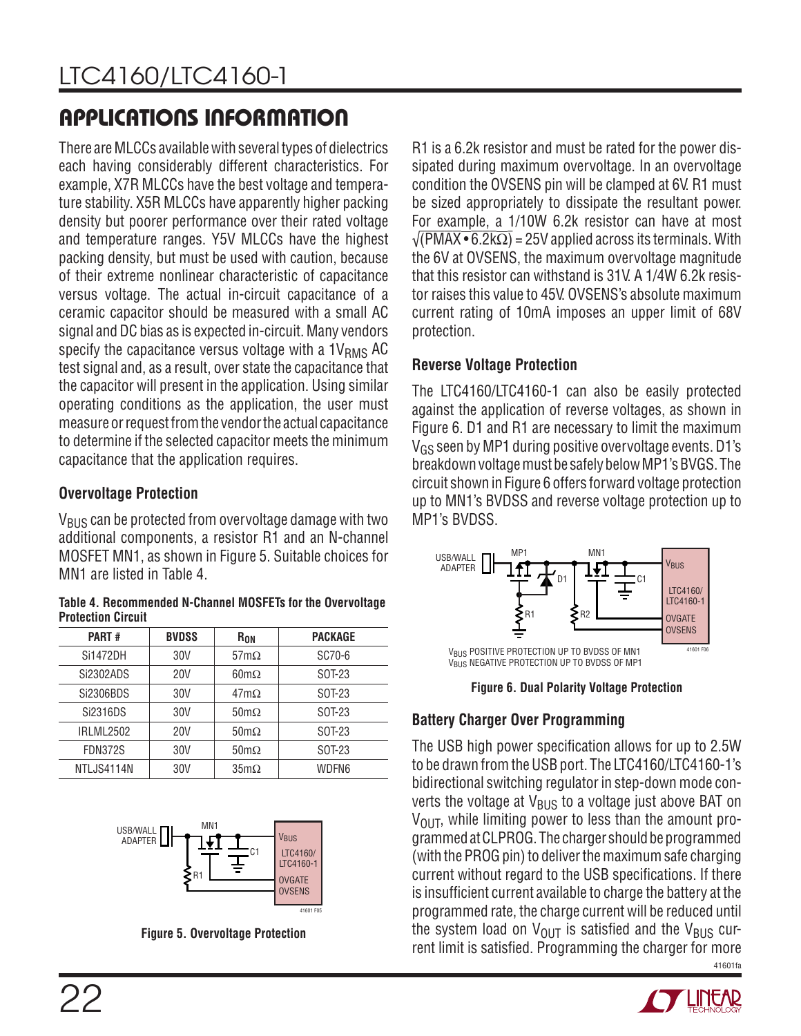## APPLICATIONS INFORMATION

There are MLCCs available with several types of dielectrics each having considerably different characteristics. For example, X7R MLCCs have the best voltage and temperature stability. X5R MLCCs have apparently higher packing density but poorer performance over their rated voltage and temperature ranges. Y5V MLCCs have the highest packing density, but must be used with caution, because of their extreme nonlinear characteristic of capacitance versus voltage. The actual in-circuit capacitance of a ceramic capacitor should be measured with a small AC signal and DC bias as is expected in-circuit. Many vendors specify the capacitance versus voltage with a $1V_{RMS}$ AC test signal and, as a result, over state the capacitance that the capacitor will present in the application. Using similar operating conditions as the application, the user must measure or request from the vendor the actual capacitance to determine if the selected capacitor meets the minimum capacitance that the application requires.

### Overvoltage Protection

$V_{BUS}$ can be protected from overvoltage damage with two additional components, a resistor R1 and an N-channel MOSFET MN1, as shown in Figure 5. Suitable choices for MN1 are listed in Table 4.

**Table 4. Recommended N-Channel MOSFETs for the Overvoltage Protection Circuit**

| PART # | BVDSS | $R_{ON}$ | PACKAGE |
|---|---|---|---|
| Si1472DH | 30V | 57mΩ | SC70-6 |
| Si2302ADS | 20V | 60mΩ | SOT-23 |
| Si2306BDS | 30V | 47mΩ | SOT-23 |
| Si2316DS | 30V | 50mΩ | SOT-23 |
| IRLML2502 | 20V | 50mΩ | SOT-23 |
| FDN372S | 30V | 50mΩ | SOT-23 |
| NTLJS4114N | 30V | 35mΩ | WDFN6 |

**Figure 5. Overvoltage Protection**

R1 is a 6.2k resistor and must be rated for the power dissipated during maximum overvoltage. In an overvoltage condition the OVSENS pin will be clamped at 6V. R1 must be sized appropriately to dissipate the resultant power. For example, a 1/10W 6.2k resistor can have at most $\sqrt{(PMAX \cdot 6.2k\Omega)} = 25V$ applied across its terminals. With the 6V at OVSENS, the maximum overvoltage magnitude that this resistor can withstand is 31V. A 1/4W 6.2k resistor raises this value to 45V. OVSENS's absolute maximum current rating of 10mA imposes an upper limit of 68V protection.

### Reverse Voltage Protection

The LTC4160/LTC4160-1 can also be easily protected against the application of reverse voltages, as shown in Figure 6. D1 and R1 are necessary to limit the maximum $V_{GS}$ seen by MP1 during positive overvoltage events. D1's breakdown voltage must be safely below MP1's BVGS. The circuit shown in Figure 6 offers forward voltage protection up to MN1's BVDSS and reverse voltage protection up to MP1's BVDSS.

**Figure 6. Dual Polarity Voltage Protection**

### Battery Charger Over Programming

The USB high power specification allows for up to 2.5W to be drawn from the USB port. The LTC4160/LTC4160-1's bidirectional switching regulator in step-down mode converts the voltage at $V_{BUS}$ to a voltage just above BAT on $V_{OUT}$, while limiting power to less than the amount programmed at CLPROG. The charger should be programmed (with the PROG pin) to deliver the maximum safe charging current without regard to the USB specifications. If there is insufficient current available to charge the battery at the programmed rate, the charge current will be reduced until the system load on $V_{OUT}$ is satisfied and the $V_{BUS}$ current limit is satisfied. Programming the charger for more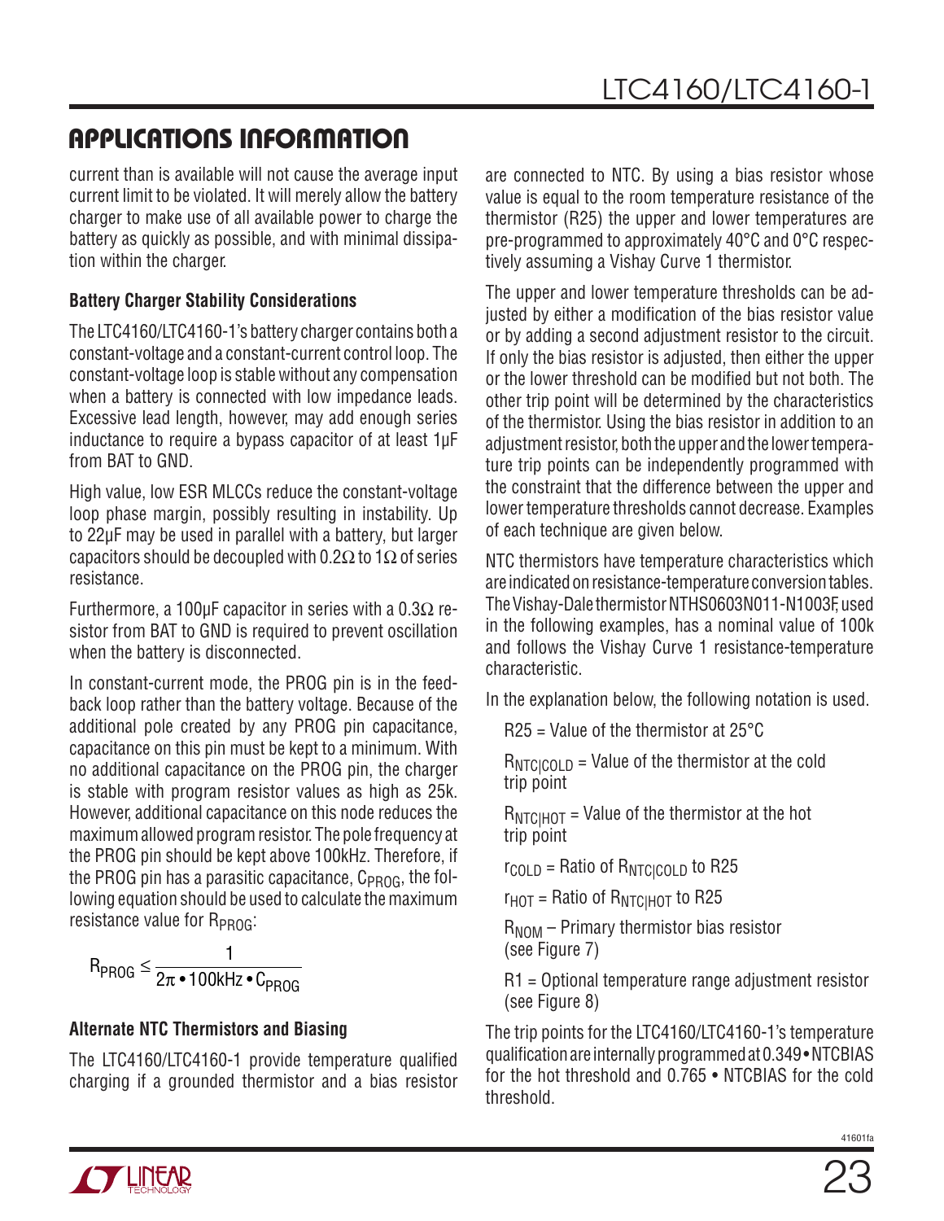## APPLICATIONS INFORMATION

current than is available will not cause the average input current limit to be violated. It will merely allow the battery charger to make use of all available power to charge the battery as quickly as possible, and with minimal dissipation within the charger.

### Battery Charger Stability Considerations

The LTC4160/LTC4160-1's battery charger contains both a constant-voltage and a constant-current control loop. The constant-voltage loop is stable without any compensation when a battery is connected with low impedance leads. Excessive lead length, however, may add enough series inductance to require a bypass capacitor of at least 1µF from BAT to GND.

High value, low ESR MLCCs reduce the constant-voltage loop phase margin, possibly resulting in instability. Up to 22µF may be used in parallel with a battery, but larger capacitors should be decoupled with 0.2Ω to 1Ω of series resistance.

Furthermore, a 100µF capacitor in series with a 0.3Ω resistor from BAT to GND is required to prevent oscillation when the battery is disconnected.

In constant-current mode, the PROG pin is in the feedback loop rather than the battery voltage. Because of the additional pole created by any PROG pin capacitance, capacitance on this pin must be kept to a minimum. With no additional capacitance on the PROG pin, the charger is stable with program resistor values as high as 25k. However, additional capacitance on this node reduces the maximum allowed program resistor. The pole frequency at the PROG pin should be kept above 100kHz. Therefore, if the PROG pin has a parasitic capacitance, $C_{PROG}$, the following equation should be used to calculate the maximum resistance value for $R_{PROG}$:

$$R_{PROG} \leq \frac{1}{2\pi \bullet 100\text{kHz} \bullet C_{PROG}}$$

### Alternate NTC Thermistors and Biasing

The LTC4160/LTC4160-1 provide temperature qualified charging if a grounded thermistor and a bias resistor are connected to NTC. By using a bias resistor whose value is equal to the room temperature resistance of the thermistor (R25) the upper and lower temperatures are pre-programmed to approximately 40°C and 0°C respectively assuming a Vishay Curve 1 thermistor.

The upper and lower temperature thresholds can be adjusted by either a modification of the bias resistor value or by adding a second adjustment resistor to the circuit. If only the bias resistor is adjusted, then either the upper or the lower threshold can be modified but not both. The other trip point will be determined by the characteristics of the thermistor. Using the bias resistor in addition to an adjustment resistor, both the upper and the lower temperature trip points can be independently programmed with the constraint that the difference between the upper and lower temperature thresholds cannot decrease. Examples of each technique are given below.

NTC thermistors have temperature characteristics which are indicated on resistance-temperature conversion tables. The Vishay-Dale thermistor NTHS0603N011-N1003F, used in the following examples, has a nominal value of 100k and follows the Vishay Curve 1 resistance-temperature characteristic.

In the explanation below, the following notation is used.

R25 = Value of the thermistor at 25°C

$R_{NTC|COLD}$ = Value of the thermistor at the cold trip point

$R_{NTC|HOT}$ = Value of the thermistor at the hot trip point

$r_{COLD}$ = Ratio of $R_{NTC|COLD}$ to R25

$r_{HOT}$ = Ratio of $R_{NTC|HOT}$ to R25

$R_{NOM}$ – Primary thermistor bias resistor (see Figure 7)

R1 = Optional temperature range adjustment resistor (see Figure 8)

The trip points for the LTC4160/LTC4160-1's temperature qualification are internally programmed at 0.349•NTCBIAS for the hot threshold and 0.765 • NTCBIAS for the cold threshold.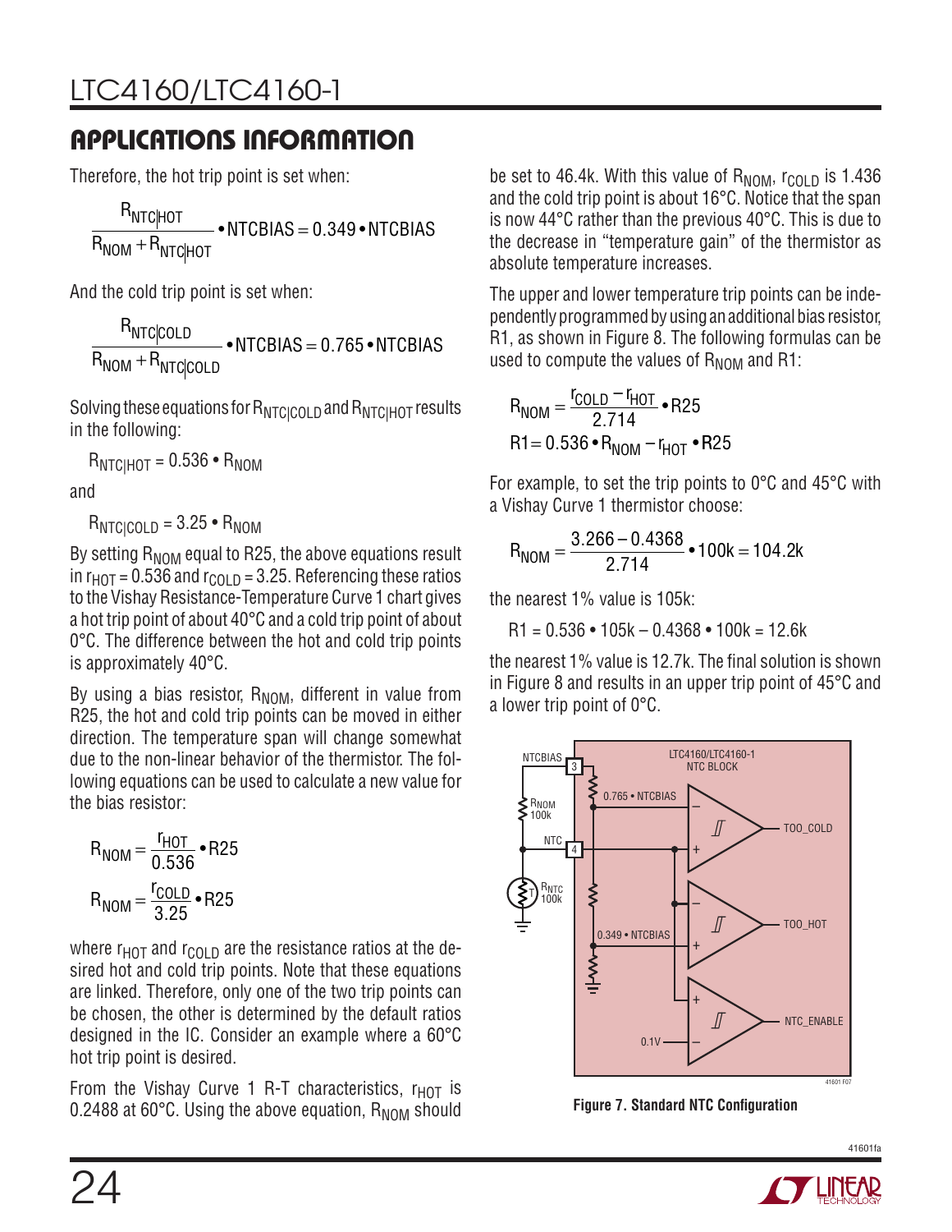## APPLICATIONS INFORMATION

Therefore, the hot trip point is set when:

$$\frac{R_{NTC|HOT}}{R_{NOM} + R_{NTC|HOT}} \bullet NTCBIAS = 0.349 \bullet NTCBIAS$$

And the cold trip point is set when:

$$\frac{R_{NTC|COLD}}{R_{NOM} + R_{NTC|COLD}} \bullet NTCBIAS = 0.765 \bullet NTCBIAS$$

Solving these equations for $R_{NTC|COLD}$ and $R_{NTC|HOT}$ results in the following:

$R_{NTC|HOT} = 0.536 \bullet R_{NOM}$

and

$R_{NTC|COLD} = 3.25 \bullet R_{NOM}$

By setting $R_{NOM}$ equal to R25, the above equations result in $r_{HOT} = 0.536$ and $r_{COLD} = 3.25$. Referencing these ratios to the Vishay Resistance-Temperature Curve 1 chart gives a hot trip point of about 40°C and a cold trip point of about 0°C. The difference between the hot and cold trip points is approximately 40°C.

By using a bias resistor, $R_{NOM}$, different in value from R25, the hot and cold trip points can be moved in either direction. The temperature span will change somewhat due to the non-linear behavior of the thermistor. The following equations can be used to calculate a new value for the bias resistor:

$$R_{NOM} = \frac{r_{HOT}}{0.536} \bullet R25$$

$$R_{NOM} = \frac{r_{COLD}}{3.25} \bullet R25$$

where $r_{HOT}$ and $r_{COLD}$ are the resistance ratios at the desired hot and cold trip points. Note that these equations are linked. Therefore, only one of the two trip points can be chosen, the other is determined by the default ratios designed in the IC. Consider an example where a 60°C hot trip point is desired.

From the Vishay Curve 1 R-T characteristics, $r_{HOT}$ is 0.2488 at 60°C. Using the above equation, $R_{NOM}$ should be set to 46.4k. With this value of $R_{NOM}$, $r_{COLD}$ is 1.436 and the cold trip point is about 16°C. Notice that the span is now 44°C rather than the previous 40°C. This is due to the decrease in "temperature gain" of the thermistor as absolute temperature increases.

The upper and lower temperature trip points can be independently programmed by using an additional bias resistor, R1, as shown in Figure 8. The following formulas can be used to compute the values of $R_{NOM}$ and R1:

$$R_{NOM} = \frac{r_{COLD} - r_{HOT}}{2.714} \bullet R25$$

$$R1 = 0.536 \bullet R_{NOM} - r_{HOT} \bullet R25$$

For example, to set the trip points to 0°C and 45°C with a Vishay Curve 1 thermistor choose:

$$R_{NOM} = \frac{3.266 - 0.4368}{2.714} \bullet 100k = 104.2k$$

the nearest 1% value is 105k:

$R1 = 0.536 \bullet 105k - 0.4368 \bullet 100k = 12.6k$

the nearest 1% value is 12.7k. The final solution is shown in Figure 8 and results in an upper trip point of 45°C and a lower trip point of 0°C.

Figure 7. Standard NTC Configuration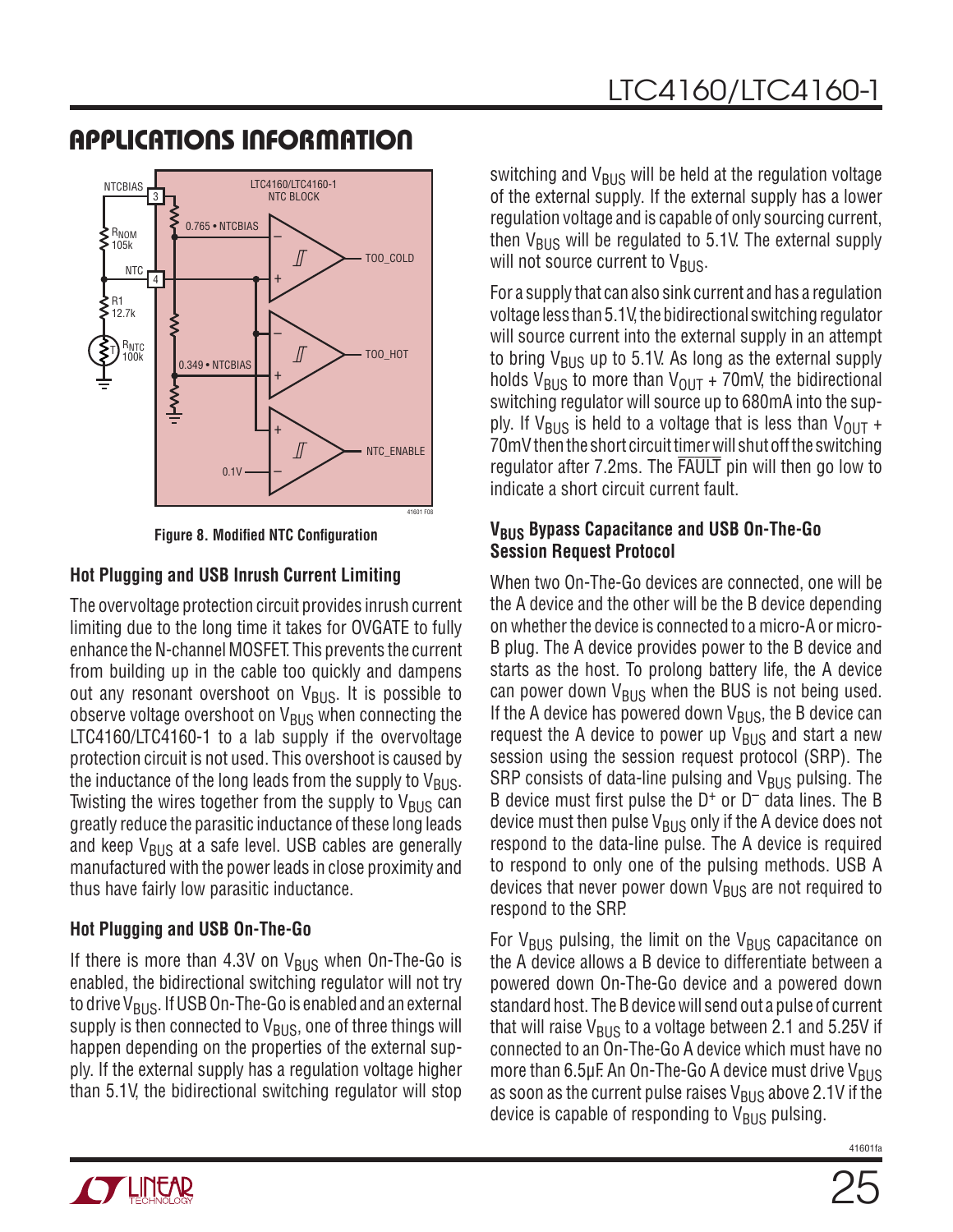## APPLICATIONS INFORMATION

Figure 8. Modified NTC Configuration

### Hot Plugging and USB Inrush Current Limiting

The overvoltage protection circuit provides inrush current limiting due to the long time it takes for OVGATE to fully enhance the N-channel MOSFET. This prevents the current from building up in the cable too quickly and dampens out any resonant overshoot on $V_{BUS}$. It is possible to observe voltage overshoot on $V_{BUS}$ when connecting the LTC4160/LTC4160-1 to a lab supply if the overvoltage protection circuit is not used. This overshoot is caused by the inductance of the long leads from the supply to $V_{BUS}$. Twisting the wires together from the supply to $V_{BUS}$ can greatly reduce the parasitic inductance of these long leads and keep $V_{BUS}$ at a safe level. USB cables are generally manufactured with the power leads in close proximity and thus have fairly low parasitic inductance.

### Hot Plugging and USB On-The-Go

If there is more than 4.3V on $V_{BUS}$ when On-The-Go is enabled, the bidirectional switching regulator will not try to drive $V_{BUS}$. If USB On-The-Go is enabled and an external supply is then connected to $V_{BUS}$, one of three things will happen depending on the properties of the external supply. If the external supply has a regulation voltage higher than 5.1V, the bidirectional switching regulator will stop switching and $V_{BUS}$ will be held at the regulation voltage of the external supply. If the external supply has a lower regulation voltage and is capable of only sourcing current, then $V_{BUS}$ will be regulated to 5.1V. The external supply will not source current to $V_{BUS}$.

For a supply that can also sink current and has a regulation voltage less than 5.1V, the bidirectional switching regulator will source current into the external supply in an attempt to bring $V_{BUS}$ up to 5.1V. As long as the external supply holds $V_{BUS}$ to more than $V_{OUT}$ + 70mV, the bidirectional switching regulator will source up to 680mA into the supply. If $V_{BUS}$ is held to a voltage that is less than $V_{OUT}$ + 70mV then the short circuit timer will shut off the switching regulator after 7.2ms. The $\overline{FAULT}$ pin will then go low to indicate a short circuit current fault.

### $V_{BUS}$ Bypass Capacitance and USB On-The-Go Session Request Protocol

When two On-The-Go devices are connected, one will be the A device and the other will be the B device depending on whether the device is connected to a micro-A or micro-B plug. The A device provides power to the B device and starts as the host. To prolong battery life, the A device can power down $V_{BUS}$ when the BUS is not being used. If the A device has powered down $V_{BUS}$, the B device can request the A device to power up $V_{BUS}$ and start a new session using the session request protocol (SRP). The SRP consists of data-line pulsing and $V_{BUS}$ pulsing. The B device must first pulse the $D^+$ or $D^-$ data lines. The B device must then pulse $V_{BUS}$ only if the A device does not respond to the data-line pulse. The A device is required to respond to only one of the pulsing methods. USB A devices that never power down $V_{BUS}$ are not required to respond to the SRP.

For $V_{BUS}$ pulsing, the limit on the $V_{BUS}$ capacitance on the A device allows a B device to differentiate between a powered down On-The-Go device and a powered down standard host. The B device will send out a pulse of current that will raise $V_{BUS}$ to a voltage between 2.1 and 5.25V if connected to an On-The-Go A device which must have no more than 6.5µF. An On-The-Go A device must drive $V_{BUS}$ as soon as the current pulse raises $V_{BUS}$ above 2.1V if the device is capable of responding to $V_{BUS}$ pulsing.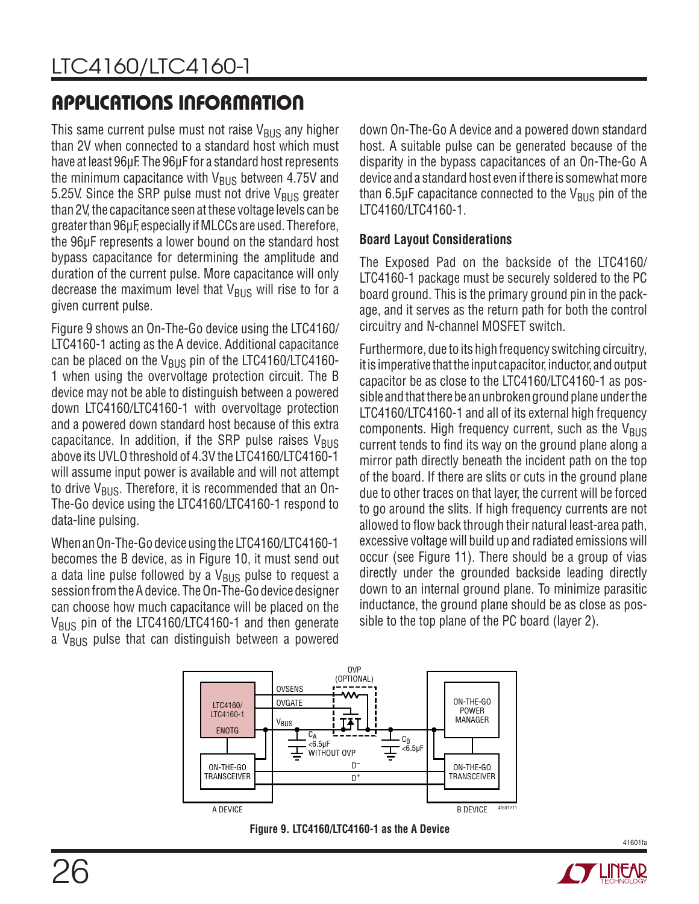## APPLICATIONS INFORMATION

This same current pulse must not raise $V_{BUS}$ any higher than 2V when connected to a standard host which must have at least 96µF. The 96µF for a standard host represents the minimum capacitance with $V_{BUS}$ between 4.75V and 5.25V. Since the SRP pulse must not drive $V_{BUS}$ greater than 2V, the capacitance seen at these voltage levels can be greater than 96µF, especially if MLCCs are used. Therefore, the 96µF represents a lower bound on the standard host bypass capacitance for determining the amplitude and duration of the current pulse. More capacitance will only decrease the maximum level that $V_{BUS}$ will rise to for a given current pulse.

Figure 9 shows an On-The-Go device using the LTC4160/LTC4160-1 acting as the A device. Additional capacitance can be placed on the $V_{BUS}$ pin of the LTC4160/LTC4160-1 when using the overvoltage protection circuit. The B device may not be able to distinguish between a powered down LTC4160/LTC4160-1 with overvoltage protection and a powered down standard host because of this extra capacitance. In addition, if the SRP pulse raises $V_{BUS}$ above its UVLO threshold of 4.3V the LTC4160/LTC4160-1 will assume input power is available and will not attempt to drive $V_{BUS}$. Therefore, it is recommended that an On-The-Go device using the LTC4160/LTC4160-1 respond to data-line pulsing.

When an On-The-Go device using the LTC4160/LTC4160-1 becomes the B device, as in Figure 10, it must send out a data line pulse followed by a $V_{BUS}$ pulse to request a session from the A device. The On-The-Go device designer can choose how much capacitance will be placed on the $V_{BUS}$ pin of the LTC4160/LTC4160-1 and then generate a $V_{BUS}$ pulse that can distinguish between a powered down On-The-Go A device and a powered down standard host. A suitable pulse can be generated because of the disparity in the bypass capacitances of an On-The-Go A device and a standard host even if there is somewhat more than 6.5µF capacitance connected to the $V_{BUS}$ pin of the LTC4160/LTC4160-1.

### Board Layout Considerations

The Exposed Pad on the backside of the LTC4160/LTC4160-1 package must be securely soldered to the PC board ground. This is the primary ground pin in the package, and it serves as the return path for both the control circuitry and N-channel MOSFET switch.

Furthermore, due to its high frequency switching circuitry, it is imperative that the input capacitor, inductor, and output capacitor be as close to the LTC4160/LTC4160-1 as possible and that there be an unbroken ground plane under the LTC4160/LTC4160-1 and all of its external high frequency components. High frequency current, such as the $V_{BUS}$ current tends to find its way on the ground plane along a mirror path directly beneath the incident path on the top of the board. If there are slits or cuts in the ground plane due to other traces on that layer, the current will be forced to go around the slits. If high frequency currents are not allowed to flow back through their natural least-area path, excessive voltage will build up and radiated emissions will occur (see Figure 11). There should be a group of vias directly under the grounded backside leading directly down to an internal ground plane. To minimize parasitic inductance, the ground plane should be as close as possible to the top plane of the PC board (layer 2).

Figure 9. LTC4160/LTC4160-1 as the A Device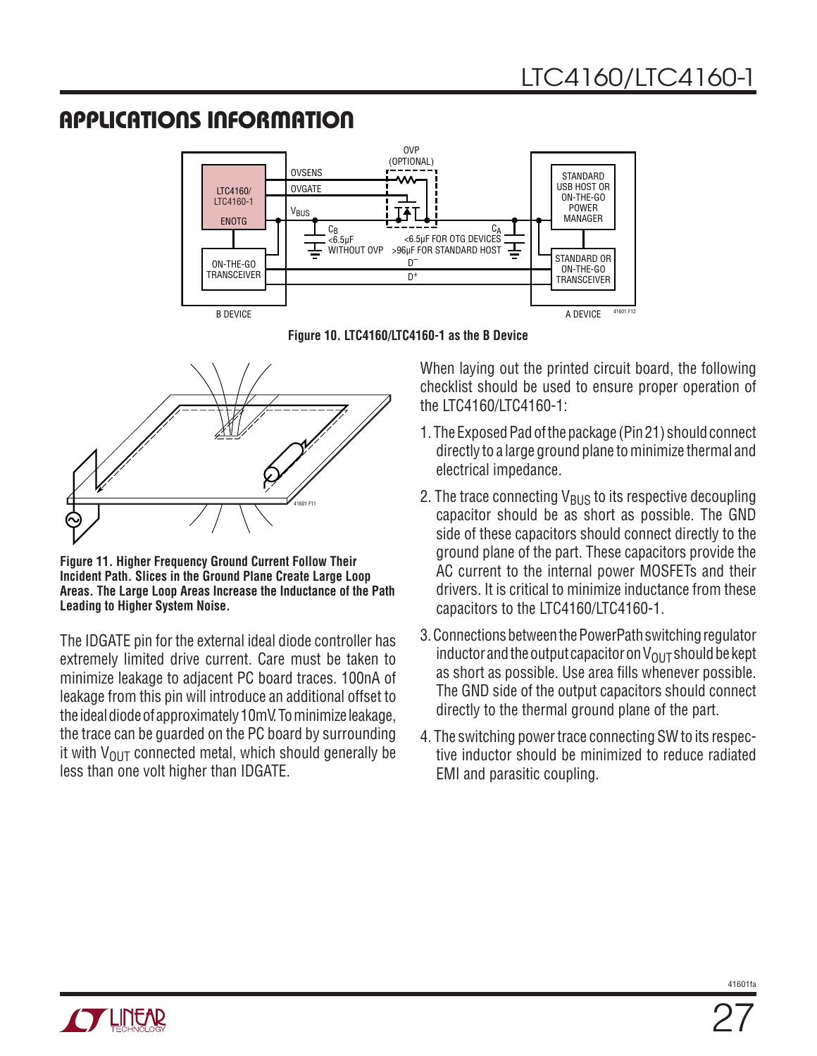## APPLICATIONS INFORMATION

Figure 10. LTC4160/LTC4160-1 as the B Device

Figure 11. Higher Frequency Ground Current Follow Their Incident Path. Slices in the Ground Plane Create Large Loop Areas. The Large Loop Areas Increase the Inductance of the Path Leading to Higher System Noise.

The IDGATE pin for the external ideal diode controller has extremely limited drive current. Care must be taken to minimize leakage to adjacent PC board traces. 100nA of leakage from this pin will introduce an additional offset to the ideal diode of approximately 10mV. To minimize leakage, the trace can be guarded on the PC board by surrounding it with $V_{OUT}$ connected metal, which should generally be less than one volt higher than IDGATE.

When laying out the printed circuit board, the following checklist should be used to ensure proper operation of the LTC4160/LTC4160-1:

1. The Exposed Pad of the package (Pin 21) should connect directly to a large ground plane to minimize thermal and electrical impedance.
2. The trace connecting $V_{BUS}$ to its respective decoupling capacitor should be as short as possible. The GND side of these capacitors should connect directly to the ground plane of the part. These capacitors provide the AC current to the internal power MOSFETs and their drivers. It is critical to minimize inductance from these capacitors to the LTC4160/LTC4160-1.
3. Connections between the PowerPath switching regulator inductor and the output capacitor on $V_{OUT}$ should be kept as short as possible. Use area fills whenever possible. The GND side of the output capacitors should connect directly to the thermal ground plane of the part.
4. The switching power trace connecting SW to its respective inductor should be minimized to reduce radiated EMI and parasitic coupling.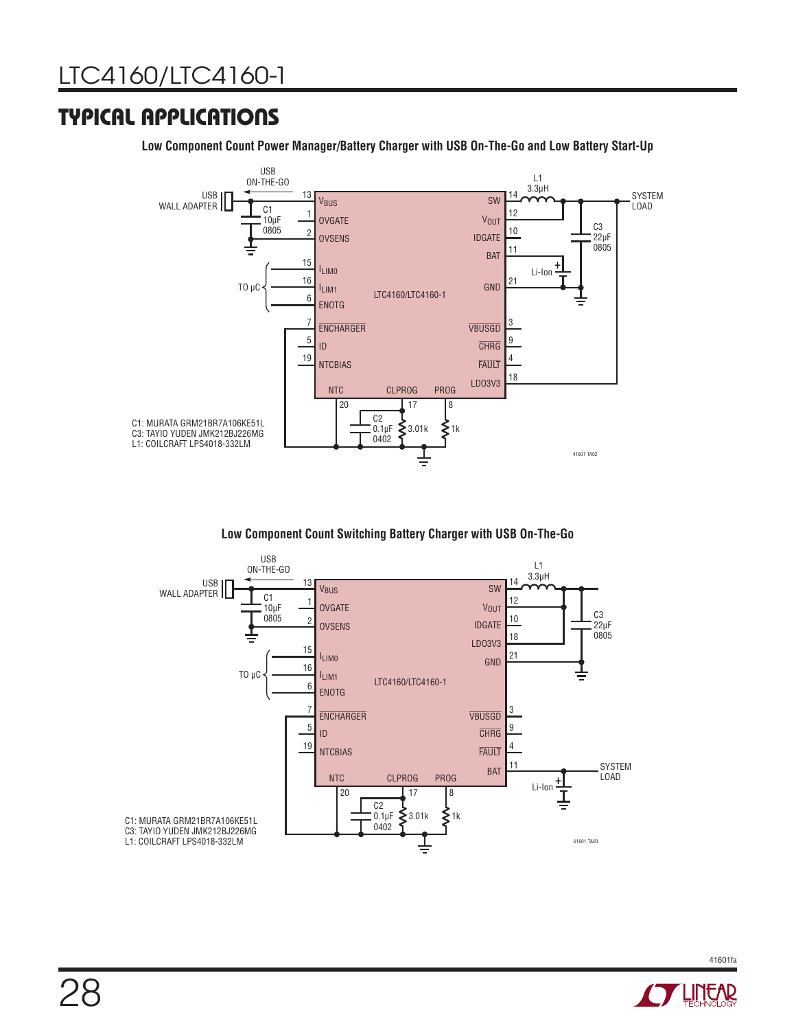## TYPICAL APPLICATIONS

**Low Component Count Power Manager/Battery Charger with USB On-The-Go and Low Battery Start-Up**

C1: MURATA GRM21BR7A106KE51L
C3: TAYIO YUDEN JMK212BJ226MG
L1: COILCRAFT LPS4018-332LM

**Low Component Count Switching Battery Charger with USB On-The-Go**

C1: MURATA GRM21BR7A106KE51L
C3: TAYIO YUDEN JMK212BJ226MG
L1: COILCRAFT LPS4018-332LM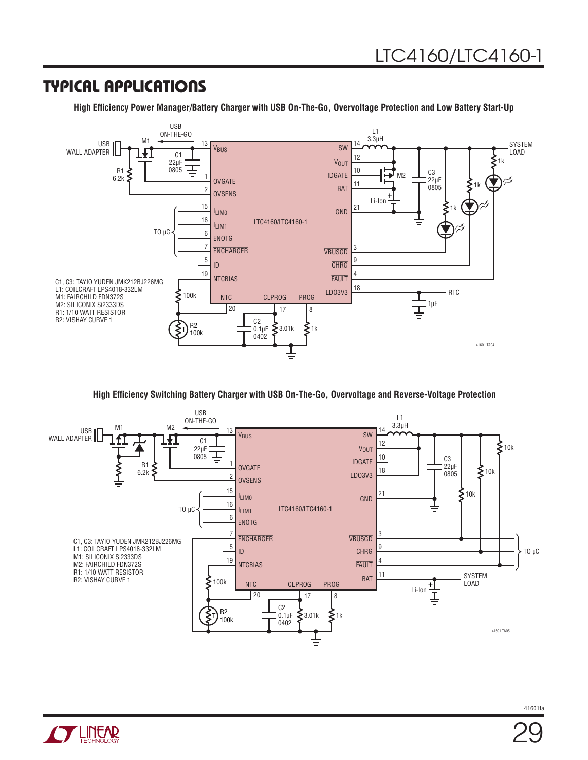## TYPICAL APPLICATIONS

**High Efficiency Power Manager/Battery Charger with USB On-The-Go, Overvoltage Protection and Low Battery Start-Up**

C1, C3: TAIYO YUDEN JMK212BJ226MG
L1: COILCRAFT LPS4018-332LM
M1: FAIRCHILD FDN372S
M2: SILICONIX Si2333DS
R1: 1/10 WATT RESISTOR
R2: VISHAY CURVE 1

41601 TA04

**High Efficiency Switching Battery Charger with USB On-The-Go, Overvoltage and Reverse-Voltage Protection**

C1, C3: TAIYO YUDEN JMK212BJ226MG
L1: COILCRAFT LPS4018-332LM
M1: SILICONIX Si2333DS
M2: FAIRCHILD FDN372S
R1: 1/10 WATT RESISTOR
R2: VISHAY CURVE 1

41601 TA05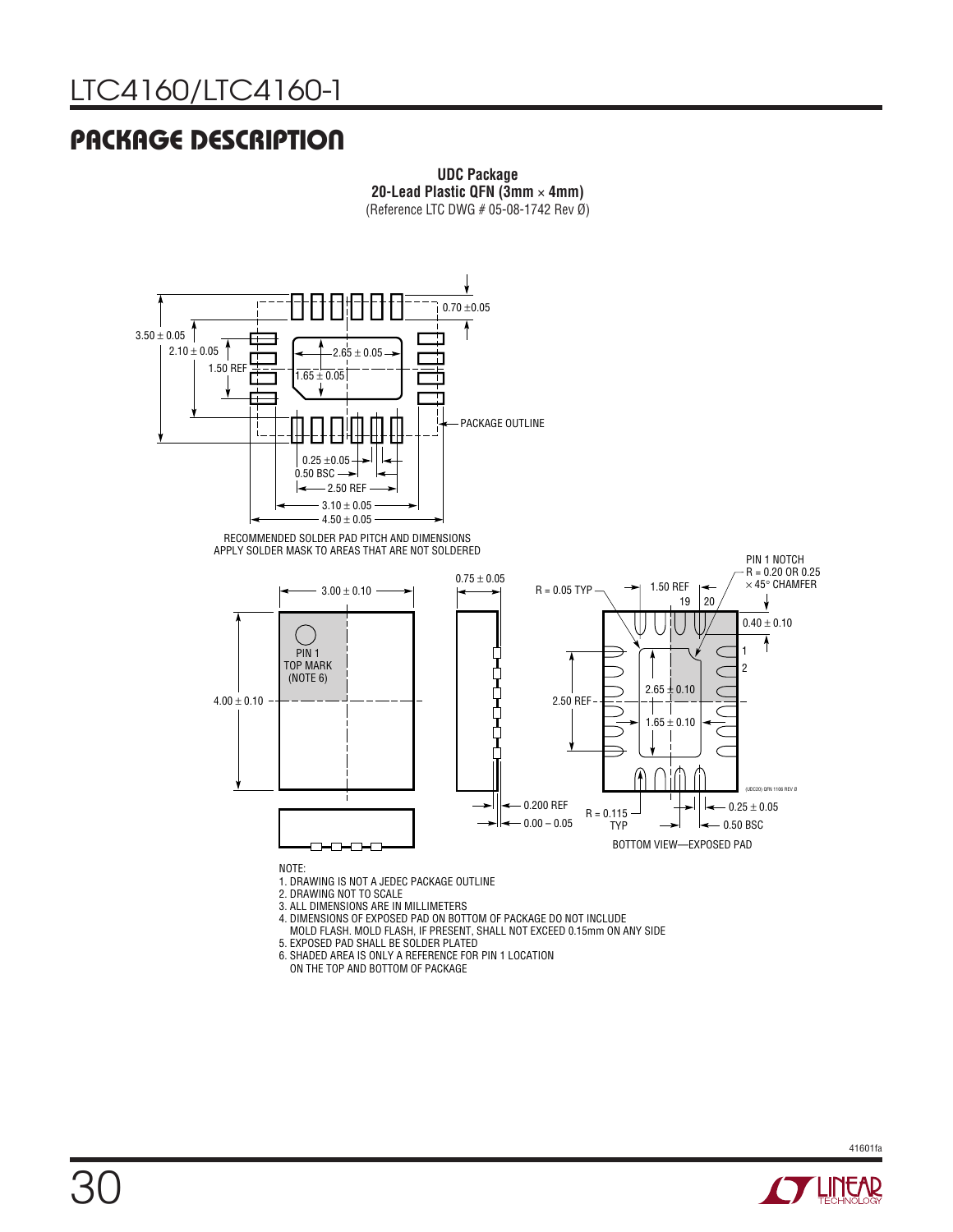# PACKAGE DESCRIPTION

**UDC Package**
**20-Lead Plastic QFN (3mm × 4mm)**
(Reference LTC DWG # 05-08-1742 Rev Ø)

3.50 ± 0.05
2.10 ± 0.05
1.50 REF
2.65 ± 0.05
1.65 ± 0.05
0.70 ±0.05
PACKAGE OUTLINE
0.25 ±0.05
0.50 BSC
2.50 REF
3.10 ± 0.05
4.50 ± 0.05

RECOMMENDED SOLDER PAD PITCH AND DIMENSIONS
APPLY SOLDER MASK TO AREAS THAT ARE NOT SOLDERED

3.00 ± 0.10
4.00 ± 0.10
PIN 1
TOP MARK
(NOTE 6)
0.75 ± 0.05
0.200 REF
0.00 – 0.05
R = 0.05 TYP
1.50 REF
19 20
PIN 1 NOTCH
R = 0.20 OR 0.25
× 45° CHAMFER
0.40 ± 0.10
1
2
2.50 REF
2.65 ± 0.10
1.65 ± 0.10
R = 0.115
TYP
0.25 ± 0.05
0.50 BSC
(UDC20) QFN 1106 REV Ø

BOTTOM VIEW—EXPOSED PAD

NOTE:
1. DRAWING IS NOT A JEDEC PACKAGE OUTLINE
2. DRAWING NOT TO SCALE
3. ALL DIMENSIONS ARE IN MILLIMETERS
4. DIMENSIONS OF EXPOSED PAD ON BOTTOM OF PACKAGE DO NOT INCLUDE
 MOLD FLASH. MOLD FLASH, IF PRESENT, SHALL NOT EXCEED 0.15mm ON ANY SIDE
5. EXPOSED PAD SHALL BE SOLDER PLATED
6. SHADED AREA IS ONLY A REFERENCE FOR PIN 1 LOCATION
 ON THE TOP AND BOTTOM OF PACKAGE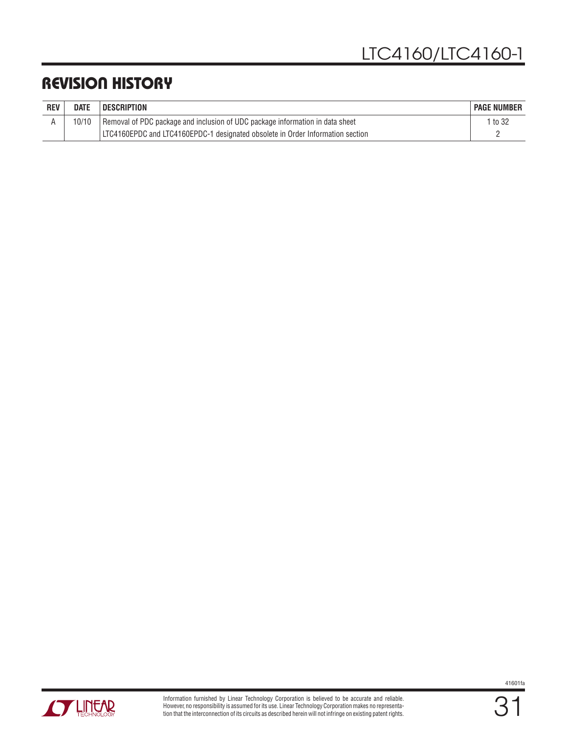## REVISION HISTORY

| REV | DATE | DESCRIPTION | PAGE NUMBER |
|---|---|---|---|
| A | 10/10 | Removal of PDC package and inclusion of UDC package information in data sheet | 1 to 32 |
| | | LTC4160EPDC and LTC4160EPDC-1 designated obsolete in Order Information section | 2 |

Information furnished by Linear Technology Corporation is believed to be accurate and reliable. However, no responsibility is assumed for its use. Linear Technology Corporation makes no representation that the interconnection of its circuits as described herein will not infringe on existing patent rights.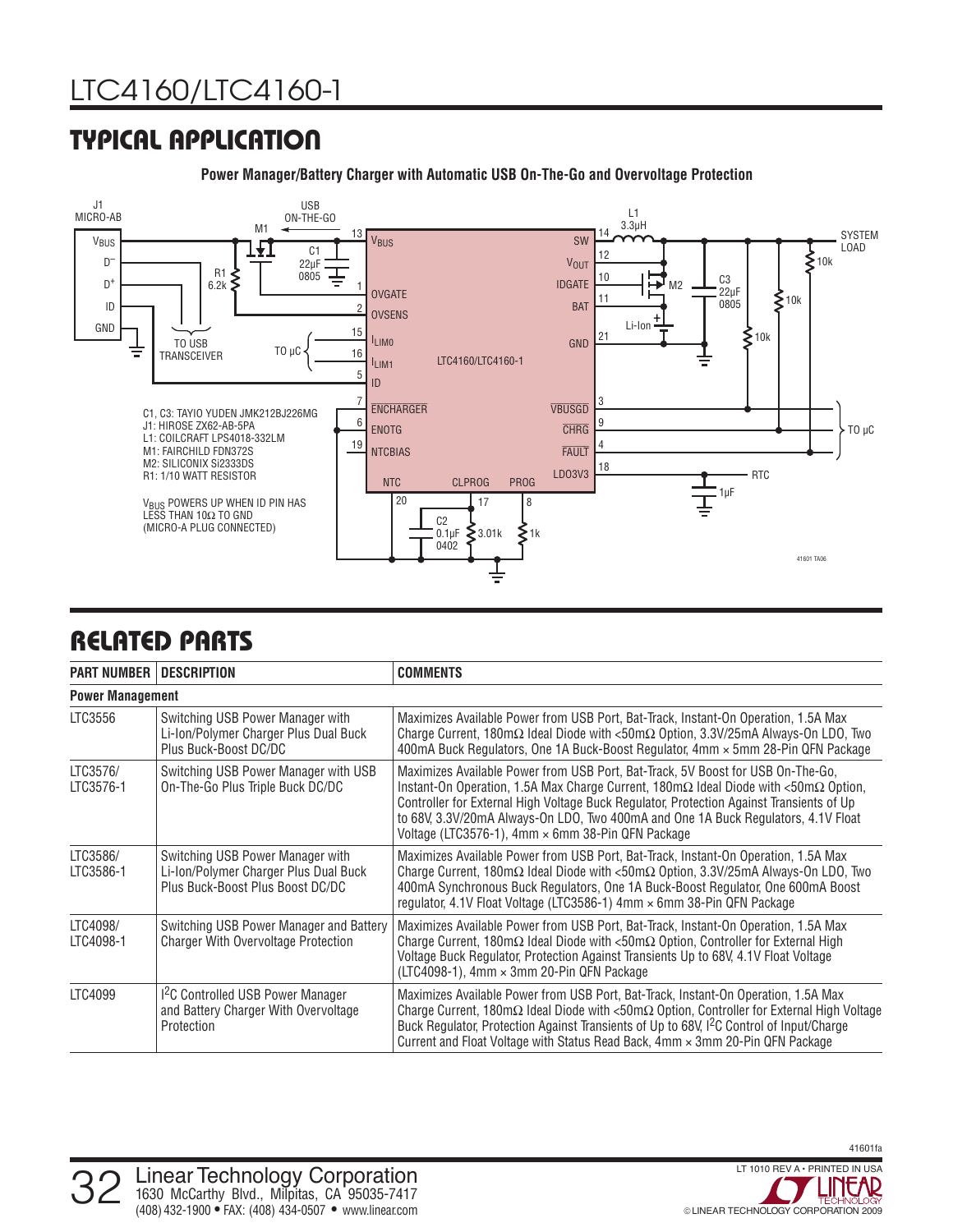## TYPICAL APPLICATION

**Power Manager/Battery Charger with Automatic USB On-The-Go and Overvoltage Protection**

J1
MICRO-AB
VBUS
D–
D+
ID
GND
TO USB TRANSCEIVER
USB ON-THE-GO
M1
R1 6.2k
C1 22µF 0805
TO µC
13 VBUS
1 OVGATE
2 OVSENS
15 ILIM0
16 ILIM1
5 ID
7 ENCHARGER
6 ENOTG
19 NTCBIAS
20 NTC
17 CLPROG
8 PROG
C2 0.1µF 0402
3.01k
1k
LTC4160/LTC4160-1
SW 14
VOUT 12
IDGATE 10
BAT 11
GND 21
VBUSGD 3
CHRG 9
FAULT 4
LDO3V3 18
L1 3.3µH
M2
C3 22µF 0805
Li-Ion
10k
10k
10k
SYSTEM LOAD
TO µC
RTC
1µF

C1, C3: TAYIO YUDEN JMK212BJ226MG
J1: HIROSE ZX62-AB-5PA
L1: COILCRAFT LPS4018-332LM
M1: FAIRCHILD FDN372S
M2: SILICONIX Si2333DS
R1: 1/10 WATT RESISTOR

$V_{BUS}$ POWERS UP WHEN ID PIN HAS LESS THAN 10Ω TO GND (MICRO-A PLUG CONNECTED)

41601 TA06

## RELATED PARTS

| PART NUMBER | DESCRIPTION | COMMENTS |
|---|---|---|
| **Power Management** | | |
| LTC3556 | Switching USB Power Manager with Li-Ion/Polymer Charger Plus Dual Buck Plus Buck-Boost DC/DC | Maximizes Available Power from USB Port, Bat-Track, Instant-On Operation, 1.5A Max Charge Current, 180mΩ Ideal Diode with <50mΩ Option, 3.3V/25mA Always-On LDO, Two 400mA Buck Regulators, One 1A Buck-Boost Regulator, 4mm × 5mm 28-Pin QFN Package |
| LTC3576/ LTC3576-1 | Switching USB Power Manager with USB On-The-Go Plus Triple Buck DC/DC | Maximizes Available Power from USB Port, Bat-Track, 5V Boost for USB On-The-Go, Instant-On Operation, 1.5A Max Charge Current, 180mΩ Ideal Diode with <50mΩ Option, Controller for External High Voltage Buck Regulator, Protection Against Transients of Up to 68V, 3.3V/20mA Always-On LDO, Two 400mA and One 1A Buck Regulators, 4.1V Float Voltage (LTC3576-1), 4mm × 6mm 38-Pin QFN Package |
| LTC3586/ LTC3586-1 | Switching USB Power Manager with Li-Ion/Polymer Charger Plus Dual Buck Plus Buck-Boost Plus Boost DC/DC | Maximizes Available Power from USB Port, Bat-Track, Instant-On Operation, 1.5A Max Charge Current, 180mΩ Ideal Diode with <50mΩ Option, 3.3V/25mA Always-On LDO, Two 400mA Synchronous Buck Regulators, One 1A Buck-Boost Regulator, One 600mA Boost regulator, 4.1V Float Voltage (LTC3586-1) 4mm × 6mm 38-Pin QFN Package |
| LTC4098/ LTC4098-1 | Switching USB Power Manager and Battery Charger With Overvoltage Protection | Maximizes Available Power from USB Port, Bat-Track, Instant-On Operation, 1.5A Max Charge Current, 180mΩ Ideal Diode with <50mΩ Option, Controller for External High Voltage Buck Regulator, Protection Against Transients Up to 68V, 4.1V Float Voltage (LTC4098-1), 4mm × 3mm 20-Pin QFN Package |
| LTC4099 | I²C Controlled USB Power Manager and Battery Charger With Overvoltage Protection | Maximizes Available Power from USB Port, Bat-Track, Instant-On Operation, 1.5A Max Charge Current, 180mΩ Ideal Diode with <50mΩ Option, Controller for External High Voltage Buck Regulator, Protection Against Transients of Up to 68V, I²C Control of Input/Charge Current and Float Voltage with Status Read Back, 4mm × 3mm 20-Pin QFN Package |

Linear Technology Corporation
1630 McCarthy Blvd., Milpitas, CA 95035-7417
(408) 432-1900 • FAX: (408) 434-0507 • www.linear.com

41601fa
LT 1010 REV A • PRINTED IN USA
© LINEAR TECHNOLOGY CORPORATION 2009